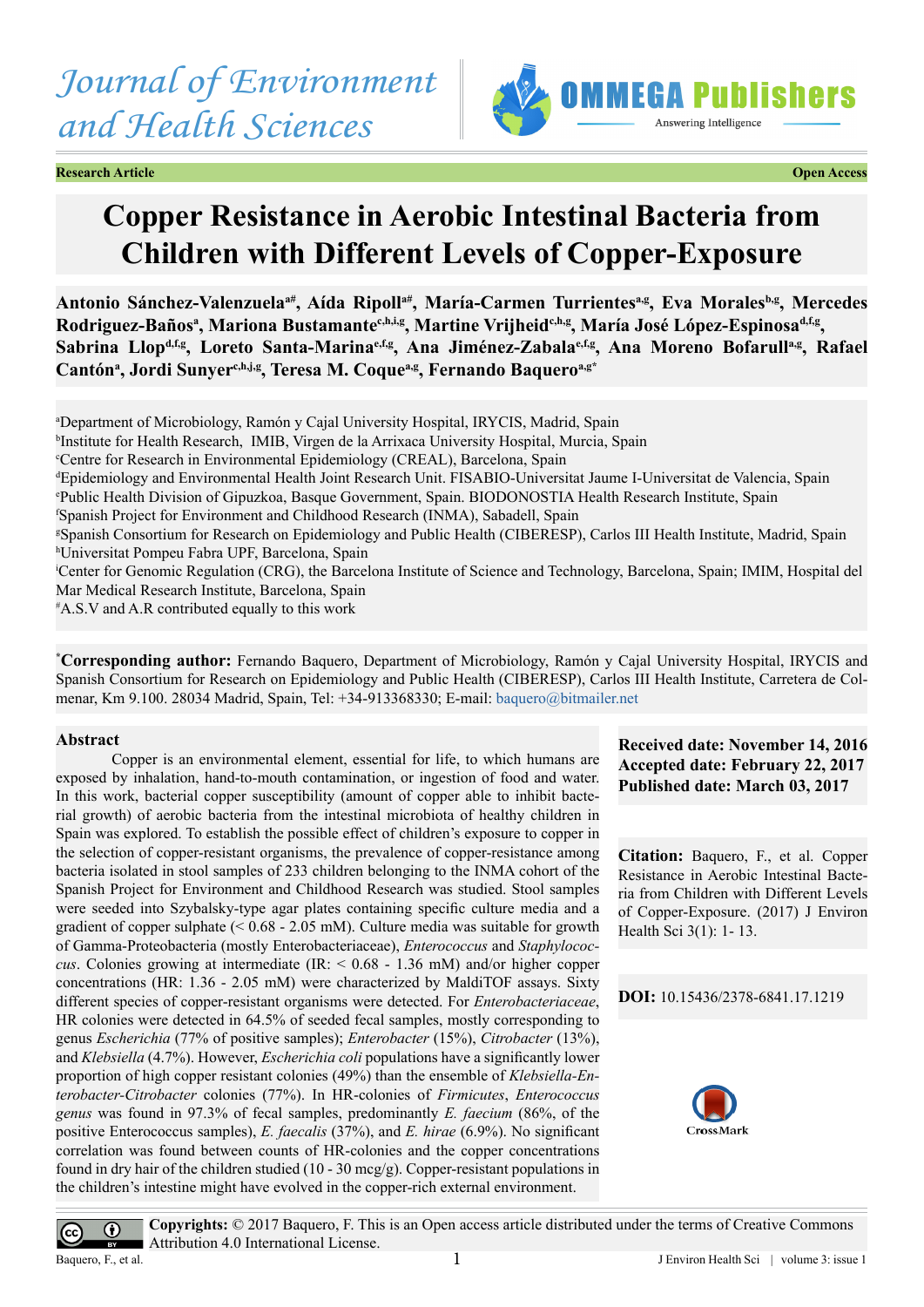Journal of Environment and Health Sciences

OMMEGA Publishers — Answering Intelligence

**Research Article** **Open Access**

# Copper Resistance in Aerobic Intestinal Bacteria from Children with Different Levels of Copper-Exposure

**Antonio Sánchez-Valenzuela[a#], Aída Ripoll[a#], María-Carmen Turrientes[a,g], Eva Morales[b,g], Mercedes Rodriguez-Baños[a], Mariona Bustamante[c,h,i,g], Martine Vrijheid[c,h,g], María José López-Espinosa[d,f,g], Sabrina Llop[d,f,g], Loreto Santa-Marina[e,f,g], Ana Jiménez-Zabala[e,f,g], Ana Moreno Bofarull[a,g], Rafael Cantón[a], Jordi Sunyer[c,h,j,g], Teresa M. Coque[a,g], Fernando Baquero[a,g*]**

[a]Department of Microbiology, Ramón y Cajal University Hospital, IRYCIS, Madrid, Spain
[b]Institute for Health Research, IMIB, Virgen de la Arrixaca University Hospital, Murcia, Spain
[c]Centre for Research in Environmental Epidemiology (CREAL), Barcelona, Spain
[d]Epidemiology and Environmental Health Joint Research Unit. FISABIO-Universitat Jaume I-Universitat de Valencia, Spain
[e]Public Health Division of Gipuzkoa, Basque Government, Spain. BIODONOSTIA Health Research Institute, Spain
[f]Spanish Project for Environment and Childhood Research (INMA), Sabadell, Spain
[g]Spanish Consortium for Research on Epidemiology and Public Health (CIBERESP), Carlos III Health Institute, Madrid, Spain
[h]Universitat Pompeu Fabra UPF, Barcelona, Spain
[i]Center for Genomic Regulation (CRG), the Barcelona Institute of Science and Technology, Barcelona, Spain; IMIM, Hospital del Mar Medical Research Institute, Barcelona, Spain
[#]A.S.V and A.R contributed equally to this work

[*]**Corresponding author:** Fernando Baquero, Department of Microbiology, Ramón y Cajal University Hospital, IRYCIS and Spanish Consortium for Research on Epidemiology and Public Health (CIBERESP), Carlos III Health Institute, Carretera de Colmenar, Km 9.100. 28034 Madrid, Spain, Tel: +34-913368330; E-mail: baquero@bitmailer.net

## Abstract

Copper is an environmental element, essential for life, to which humans are exposed by inhalation, hand-to-mouth contamination, or ingestion of food and water. In this work, bacterial copper susceptibility (amount of copper able to inhibit bacterial growth) of aerobic bacteria from the intestinal microbiota of healthy children in Spain was explored. To establish the possible effect of children's exposure to copper in the selection of copper-resistant organisms, the prevalence of copper-resistance among bacteria isolated in stool samples of 233 children belonging to the INMA cohort of the Spanish Project for Environment and Childhood Research was studied. Stool samples were seeded into Szybalsky-type agar plates containing specific culture media and a gradient of copper sulphate (< 0.68 - 2.05 mM). Culture media was suitable for growth of Gamma-Proteobacteria (mostly Enterobacteriaceae), *Enterococcus* and *Staphylococcus*. Colonies growing at intermediate (IR: < 0.68 - 1.36 mM) and/or higher copper concentrations (HR: 1.36 - 2.05 mM) were characterized by MaldiTOF assays. Sixty different species of copper-resistant organisms were detected. For *Enterobacteriaceae*, HR colonies were detected in 64.5% of seeded fecal samples, mostly corresponding to genus *Escherichia* (77% of positive samples); *Enterobacter* (15%), *Citrobacter* (13%), and *Klebsiella* (4.7%). However, *Escherichia coli* populations have a significantly lower proportion of high copper resistant colonies (49%) than the ensemble of *Klebsiella-Enterobacter-Citrobacter* colonies (77%). In HR-colonies of *Firmicutes*, *Enterococcus genus* was found in 97.3% of fecal samples, predominantly *E. faecium* (86%, of the positive Enterococcus samples), *E. faecalis* (37%), and *E. hirae* (6.9%). No significant correlation was found between counts of HR-colonies and the copper concentrations found in dry hair of the children studied (10 - 30 mcg/g). Copper-resistant populations in the children's intestine might have evolved in the copper-rich external environment.

**Received date: November 14, 2016**
**Accepted date: February 22, 2017**
**Published date: March 03, 2017**

**Citation:** Baquero, F., et al. Copper Resistance in Aerobic Intestinal Bacteria from Children with Different Levels of Copper-Exposure. (2017) J Environ Health Sci 3(1): 1- 13.

**DOI:** 10.15436/2378-6841.17.1219

**Copyrights:** © 2017 Baquero, F. This is an Open access article distributed under the terms of Creative Commons Attribution 4.0 International License.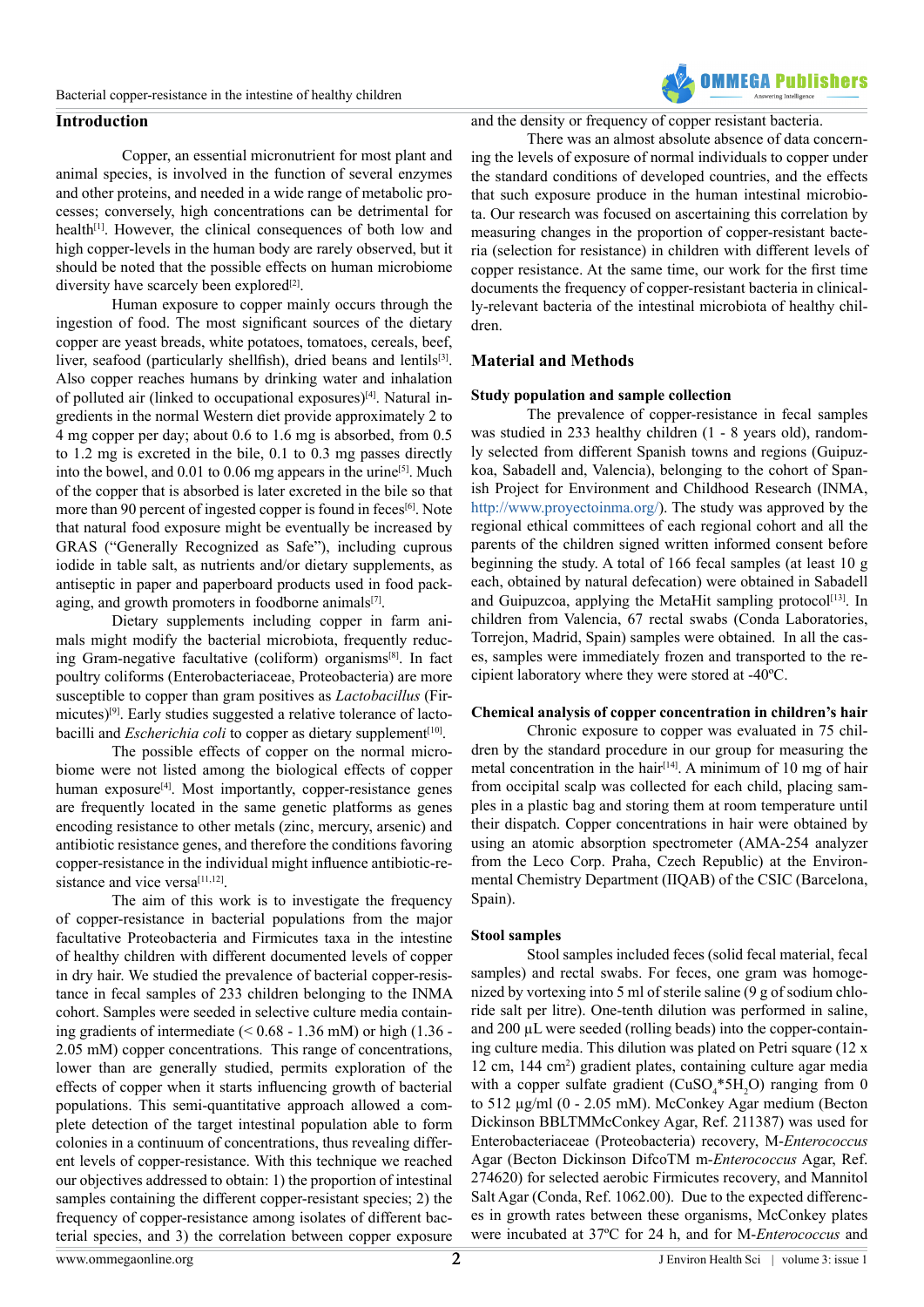## Introduction

Copper, an essential micronutrient for most plant and animal species, is involved in the function of several enzymes and other proteins, and needed in a wide range of metabolic processes; conversely, high concentrations can be detrimental for health[1]. However, the clinical consequences of both low and high copper-levels in the human body are rarely observed, but it should be noted that the possible effects on human microbiome diversity have scarcely been explored[2].

Human exposure to copper mainly occurs through the ingestion of food. The most significant sources of the dietary copper are yeast breads, white potatoes, tomatoes, cereals, beef, liver, seafood (particularly shellfish), dried beans and lentils[3]. Also copper reaches humans by drinking water and inhalation of polluted air (linked to occupational exposures)[4]. Natural ingredients in the normal Western diet provide approximately 2 to 4 mg copper per day; about 0.6 to 1.6 mg is absorbed, from 0.5 to 1.2 mg is excreted in the bile, 0.1 to 0.3 mg passes directly into the bowel, and 0.01 to 0.06 mg appears in the urine[5]. Much of the copper that is absorbed is later excreted in the bile so that more than 90 percent of ingested copper is found in feces[6]. Note that natural food exposure might be eventually be increased by GRAS ("Generally Recognized as Safe"), including cuprous iodide in table salt, as nutrients and/or dietary supplements, as antiseptic in paper and paperboard products used in food packaging, and growth promoters in foodborne animals[7].

Dietary supplements including copper in farm animals might modify the bacterial microbiota, frequently reducing Gram-negative facultative (coliform) organisms[8]. In fact poultry coliforms (Enterobacteriaceae, Proteobacteria) are more susceptible to copper than gram positives as *Lactobacillus* (Firmicutes)[9]. Early studies suggested a relative tolerance of lactobacilli and *Escherichia coli* to copper as dietary supplement[10].

The possible effects of copper on the normal microbiome were not listed among the biological effects of copper human exposure[4]. Most importantly, copper-resistance genes are frequently located in the same genetic platforms as genes encoding resistance to other metals (zinc, mercury, arsenic) and antibiotic resistance genes, and therefore the conditions favoring copper-resistance in the individual might influence antibiotic-resistance and vice versa[11,12].

The aim of this work is to investigate the frequency of copper-resistance in bacterial populations from the major facultative Proteobacteria and Firmicutes taxa in the intestine of healthy children with different documented levels of copper in dry hair. We studied the prevalence of bacterial copper-resistance in fecal samples of 233 children belonging to the INMA cohort. Samples were seeded in selective culture media containing gradients of intermediate (< 0.68 - 1.36 mM) or high (1.36 - 2.05 mM) copper concentrations. This range of concentrations, lower than are generally studied, permits exploration of the effects of copper when it starts influencing growth of bacterial populations. This semi-quantitative approach allowed a complete detection of the target intestinal population able to form colonies in a continuum of concentrations, thus revealing different levels of copper-resistance. With this technique we reached our objectives addressed to obtain: 1) the proportion of intestinal samples containing the different copper-resistant species; 2) the frequency of copper-resistance among isolates of different bacterial species, and 3) the correlation between copper exposure and the density or frequency of copper resistant bacteria.

There was an almost absolute absence of data concerning the levels of exposure of normal individuals to copper under the standard conditions of developed countries, and the effects that such exposure produce in the human intestinal microbiota. Our research was focused on ascertaining this correlation by measuring changes in the proportion of copper-resistant bacteria (selection for resistance) in children with different levels of copper resistance. At the same time, our work for the first time documents the frequency of copper-resistant bacteria in clinically-relevant bacteria of the intestinal microbiota of healthy children.

## Material and Methods

### Study population and sample collection

The prevalence of copper-resistance in fecal samples was studied in 233 healthy children (1 - 8 years old), randomly selected from different Spanish towns and regions (Guipuzkoa, Sabadell and, Valencia), belonging to the cohort of Spanish Project for Environment and Childhood Research (INMA, http://www.proyectoinma.org/). The study was approved by the regional ethical committees of each regional cohort and all the parents of the children signed written informed consent before beginning the study. A total of 166 fecal samples (at least 10 g each, obtained by natural defecation) were obtained in Sabadell and Guipuzcoa, applying the MetaHit sampling protocol[13]. In children from Valencia, 67 rectal swabs (Conda Laboratories, Torrejon, Madrid, Spain) samples were obtained. In all the cases, samples were immediately frozen and transported to the recipient laboratory where they were stored at -40ºC.

### Chemical analysis of copper concentration in children's hair

Chronic exposure to copper was evaluated in 75 children by the standard procedure in our group for measuring the metal concentration in the hair[14]. A minimum of 10 mg of hair from occipital scalp was collected for each child, placing samples in a plastic bag and storing them at room temperature until their dispatch. Copper concentrations in hair were obtained by using an atomic absorption spectrometer (AMA-254 analyzer from the Leco Corp. Praha, Czech Republic) at the Environmental Chemistry Department (IIQAB) of the CSIC (Barcelona, Spain).

### Stool samples

Stool samples included feces (solid fecal material, fecal samples) and rectal swabs. For feces, one gram was homogenized by vortexing into 5 ml of sterile saline (9 g of sodium chloride salt per litre). One-tenth dilution was performed in saline, and 200 µL were seeded (rolling beads) into the copper-containing culture media. This dilution was plated on Petri square (12 x 12 cm, 144 cm$^2$) gradient plates, containing culture agar media with a copper sulfate gradient ($CuSO_4$*$5H_2O$) ranging from 0 to 512 µg/ml (0 - 2.05 mM). McConkey Agar medium (Becton Dickinson BBLTMMcConkey Agar, Ref. 211387) was used for Enterobacteriaceae (Proteobacteria) recovery, M-*Enterococcus* Agar (Becton Dickinson DifcoTM m-*Enterococcus* Agar, Ref. 274620) for selected aerobic Firmicutes recovery, and Mannitol Salt Agar (Conda, Ref. 1062.00). Due to the expected differences in growth rates between these organisms, McConkey plates were incubated at 37ºC for 24 h, and for M-*Enterococcus* and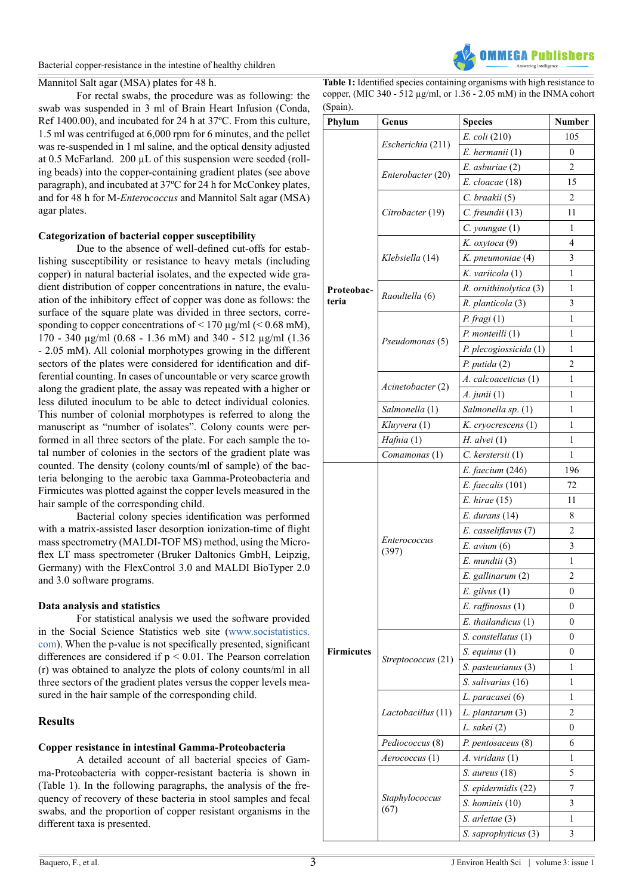Mannitol Salt agar (MSA) plates for 48 h.

For rectal swabs, the procedure was as following: the swab was suspended in 3 ml of Brain Heart Infusion (Conda, Ref 1400.00), and incubated for 24 h at 37ºC. From this culture, 1.5 ml was centrifuged at 6,000 rpm for 6 minutes, and the pellet was re-suspended in 1 ml saline, and the optical density adjusted at 0.5 McFarland. 200 µL of this suspension were seeded (rolling beads) into the copper-containing gradient plates (see above paragraph), and incubated at 37ºC for 24 h for McConkey plates, and for 48 h for M-*Enterococcus* and Mannitol Salt agar (MSA) agar plates.

### Categorization of bacterial copper susceptibility

Due to the absence of well-defined cut-offs for establishing susceptibility or resistance to heavy metals (including copper) in natural bacterial isolates, and the expected wide gradient distribution of copper concentrations in nature, the evaluation of the inhibitory effect of copper was done as follows: the surface of the square plate was divided in three sectors, corresponding to copper concentrations of < 170 µg/ml (< 0.68 mM), 170 - 340 µg/ml (0.68 - 1.36 mM) and 340 - 512 µg/ml (1.36 - 2.05 mM). All colonial morphotypes growing in the different sectors of the plates were considered for identification and differential counting. In cases of uncountable or very scarce growth along the gradient plate, the assay was repeated with a higher or less diluted inoculum to be able to detect individual colonies. This number of colonial morphotypes is referred to along the manuscript as "number of isolates". Colony counts were performed in all three sectors of the plate. For each sample the total number of colonies in the sectors of the gradient plate was counted. The density (colony counts/ml of sample) of the bacteria belonging to the aerobic taxa Gamma-Proteobacteria and Firmicutes was plotted against the copper levels measured in the hair sample of the corresponding child.

Bacterial colony species identification was performed with a matrix-assisted laser desorption ionization-time of flight mass spectrometry (MALDI-TOF MS) method, using the Microflex LT mass spectrometer (Bruker Daltonics GmbH, Leipzig, Germany) with the FlexControl 3.0 and MALDI BioTyper 2.0 and 3.0 software programs.

### Data analysis and statistics

For statistical analysis we used the software provided in the Social Science Statistics web site (www.socistatistics.com). When the p-value is not specifically presented, significant differences are considered if $p < 0.01$. The Pearson correlation (r) was obtained to analyze the plots of colony counts/ml in all three sectors of the gradient plates versus the copper levels measured in the hair sample of the corresponding child.

## Results

### Copper resistance in intestinal Gamma-Proteobacteria

A detailed account of all bacterial species of Gamma-Proteobacteria with copper-resistant bacteria is shown in (Table 1). In the following paragraphs, the analysis of the frequency of recovery of these bacteria in stool samples and fecal swabs, and the proportion of copper resistant organisms in the different taxa is presented.

**Table 1:** Identified species containing organisms with high resistance to copper, (MIC 340 - 512 µg/ml, or 1.36 - 2.05 mM) in the INMA cohort (Spain).

| Phylum | Genus | Species | Number |
|---|---|---|---|
| Proteobacteria | *Escherichia* (211) | *E. coli* (210) | 105 |
| | | *E. hermanii* (1) | 0 |
| | *Enterobacter* (20) | *E. asburiae* (2) | 2 |
| | | *E. cloacae* (18) | 15 |
| | *Citrobacter* (19) | *C. braakii* (5) | 2 |
| | | *C. freundii* (13) | 11 |
| | | *C. youngae* (1) | 1 |
| | *Klebsiella* (14) | *K. oxytoca* (9) | 4 |
| | | *K. pneumoniae* (4) | 3 |
| | | *K. variicola* (1) | 1 |
| | *Raoultella* (6) | *R. ornithinolytica* (3) | 1 |
| | | *R. planticola* (3) | 3 |
| | *Pseudomonas* (5) | *P. fragi* (1) | 1 |
| | | *P. monteilli* (1) | 1 |
| | | *P. plecogiossicida* (1) | 1 |
| | | *P. putida* (2) | 2 |
| | *Acinetobacter* (2) | *A. calcoaceticus* (1) | 1 |
| | | *A. junii* (1) | 1 |
| | *Salmonella* (1) | *Salmonella sp.* (1) | 1 |
| | *Kluyvera* (1) | *K. cryocrescens* (1) | 1 |
| | *Hafnia* (1) | *H. alvei* (1) | 1 |
| | *Comamonas* (1) | *C. kerstersii* (1) | 1 |
| Firmicutes | *Enterococcus* (397) | *E. faecium* (246) | 196 |
| | | *E. faecalis* (101) | 72 |
| | | *E. hirae* (15) | 11 |
| | | *E. durans* (14) | 8 |
| | | *E. casseliflavus* (7) | 2 |
| | | *E. avium* (6) | 3 |
| | | *E. mundtii* (3) | 1 |
| | | *E. gallinarum* (2) | 2 |
| | | *E. gilvus* (1) | 0 |
| | | *E. raffinosus* (1) | 0 |
| | | *E. thailandicus* (1) | 0 |
| | *Streptococcus* (21) | *S. constellatus* (1) | 0 |
| | | *S. equinus* (1) | 0 |
| | | *S. pasteurianus* (3) | 1 |
| | | *S. salivarius* (16) | 1 |
| | *Lactobacillus* (11) | *L. paracasei* (6) | 1 |
| | | *L. plantarum* (3) | 2 |
| | | *L. sakei* (2) | 0 |
| | *Pediococcus* (8) | *P. pentosaceus* (8) | 6 |
| | *Aerococcus* (1) | *A. viridans* (1) | 1 |
| | *Staphylococcus* (67) | *S. aureus* (18) | 5 |
| | | *S. epidermidis* (22) | 7 |
| | | *S. hominis* (10) | 3 |
| | | *S. arlettae* (3) | 1 |
| | | *S. saprophyticus* (3) | 3 |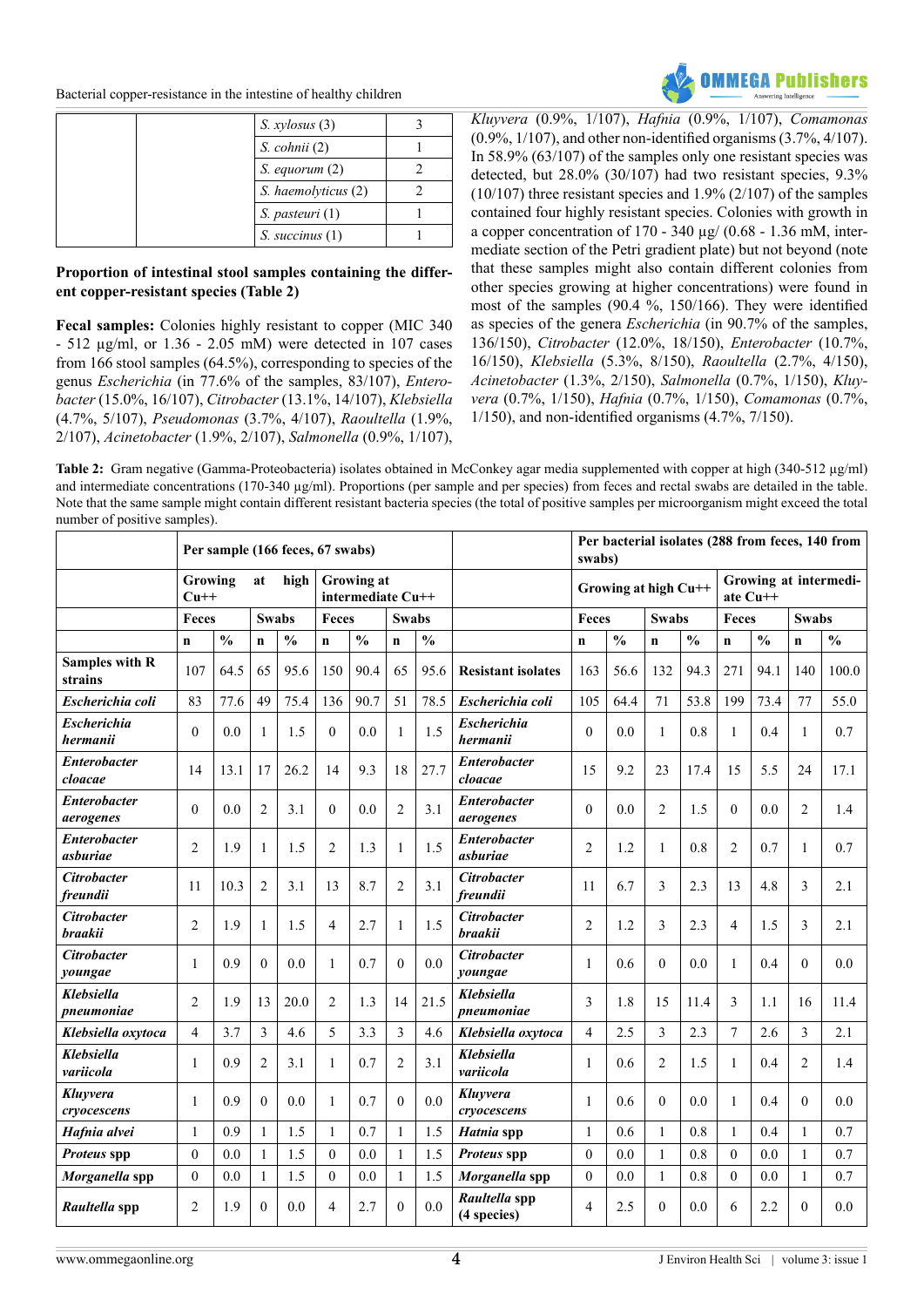| | | S. xylosus (3) | 3 |
|---|---|---|---|
| | | S. cohnii (2) | 1 |
| | | S. equorum (2) | 2 |
| | | S. haemolyticus (2) | 2 |
| | | S. pasteuri (1) | 1 |
| | | S. succinus (1) | 1 |

**Proportion of intestinal stool samples containing the different copper-resistant species (Table 2)**

**Fecal samples:** Colonies highly resistant to copper (MIC 340 - 512 µg/ml, or 1.36 - 2.05 mM) were detected in 107 cases from 166 stool samples (64.5%), corresponding to species of the genus *Escherichia* (in 77.6% of the samples, 83/107), *Enterobacter* (15.0%, 16/107), *Citrobacter* (13.1%, 14/107), *Klebsiella* (4.7%, 5/107), *Pseudomonas* (3.7%, 4/107), *Raoultella* (1.9%, 2/107), *Acinetobacter* (1.9%, 2/107), *Salmonella* (0.9%, 1/107), *Kluyvera* (0.9%, 1/107), *Hafnia* (0.9%, 1/107), *Comamonas* (0.9%, 1/107), and other non-identified organisms (3.7%, 4/107). In 58.9% (63/107) of the samples only one resistant species was detected, but 28.0% (30/107) had two resistant species, 9.3% (10/107) three resistant species and 1.9% (2/107) of the samples contained four highly resistant species. Colonies with growth in a copper concentration of 170 - 340 µg/ (0.68 - 1.36 mM, intermediate section of the Petri gradient plate) but not beyond (note that these samples might also contain different colonies from other species growing at higher concentrations) were found in most of the samples (90.4 %, 150/166). They were identified as species of the genera *Escherichia* (in 90.7% of the samples, 136/150), *Citrobacter* (12.0%, 18/150), *Enterobacter* (10.7%, 16/150), *Klebsiella* (5.3%, 8/150), *Raoultella* (2.7%, 4/150), *Acinetobacter* (1.3%, 2/150), *Salmonella* (0.7%, 1/150), *Kluyvera* (0.7%, 1/150), *Hafnia* (0.7%, 1/150), *Comamonas* (0.7%, 1/150), and non-identified organisms (4.7%, 7/150).

**Table 2:** Gram negative (Gamma-Proteobacteria) isolates obtained in McConkey agar media supplemented with copper at high (340-512 µg/ml) and intermediate concentrations (170-340 µg/ml). Proportions (per sample and per species) from feces and rectal swabs are detailed in the table. Note that the same sample might contain different resistant bacteria species (the total of positive samples per microorganism might exceed the total number of positive samples).

| | Per sample (166 feces, 67 swabs) | | | | | | | | | Per bacterial isolates (288 from feces, 140 from swabs) | | | | | | | |
|---|---|---|---|---|---|---|---|---|---|---|---|---|---|---|---|---|---|
| | Growing at high Cu++ | | | | Growing at intermediate Cu++ | | | | | Growing at high Cu++ | | | | Growing at intermediate Cu++ | | | |
| | Feces | | Swabs | | Feces | | Swabs | | | Feces | | Swabs | | Feces | | Swabs | |
| | n | % | n | % | n | % | n | % | | n | % | n | % | n | % | n | % |
| **Samples with R strains** | 107 | 64.5 | 65 | 95.6 | 150 | 90.4 | 65 | 95.6 | **Resistant isolates** | 163 | 56.6 | 132 | 94.3 | 271 | 94.1 | 140 | 100.0 |
| ***Escherichia coli*** | 83 | 77.6 | 49 | 75.4 | 136 | 90.7 | 51 | 78.5 | ***Escherichia coli*** | 105 | 64.4 | 71 | 53.8 | 199 | 73.4 | 77 | 55.0 |
| ***Escherichia hermanii*** | 0 | 0.0 | 1 | 1.5 | 0 | 0.0 | 1 | 1.5 | ***Escherichia hermanii*** | 0 | 0.0 | 1 | 0.8 | 1 | 0.4 | 1 | 0.7 |
| ***Enterobacter cloacae*** | 14 | 13.1 | 17 | 26.2 | 14 | 9.3 | 18 | 27.7 | ***Enterobacter cloacae*** | 15 | 9.2 | 23 | 17.4 | 15 | 5.5 | 24 | 17.1 |
| ***Enterobacter aerogenes*** | 0 | 0.0 | 2 | 3.1 | 0 | 0.0 | 2 | 3.1 | ***Enterobacter aerogenes*** | 0 | 0.0 | 2 | 1.5 | 0 | 0.0 | 2 | 1.4 |
| ***Enterobacter asburiae*** | 2 | 1.9 | 1 | 1.5 | 2 | 1.3 | 1 | 1.5 | ***Enterobacter asburiae*** | 2 | 1.2 | 1 | 0.8 | 2 | 0.7 | 1 | 0.7 |
| ***Citrobacter freundii*** | 11 | 10.3 | 2 | 3.1 | 13 | 8.7 | 2 | 3.1 | ***Citrobacter freundii*** | 11 | 6.7 | 3 | 2.3 | 13 | 4.8 | 3 | 2.1 |
| ***Citrobacter braakii*** | 2 | 1.9 | 1 | 1.5 | 4 | 2.7 | 1 | 1.5 | ***Citrobacter braakii*** | 2 | 1.2 | 3 | 2.3 | 4 | 1.5 | 3 | 2.1 |
| ***Citrobacter youngae*** | 1 | 0.9 | 0 | 0.0 | 1 | 0.7 | 0 | 0.0 | ***Citrobacter youngae*** | 1 | 0.6 | 0 | 0.0 | 1 | 0.4 | 0 | 0.0 |
| ***Klebsiella pneumoniae*** | 2 | 1.9 | 13 | 20.0 | 2 | 1.3 | 14 | 21.5 | ***Klebsiella pneumoniae*** | 3 | 1.8 | 15 | 11.4 | 3 | 1.1 | 16 | 11.4 |
| ***Klebsiella oxytoca*** | 4 | 3.7 | 3 | 4.6 | 5 | 3.3 | 3 | 4.6 | ***Klebsiella oxytoca*** | 4 | 2.5 | 3 | 2.3 | 7 | 2.6 | 3 | 2.1 |
| ***Klebsiella variicola*** | 1 | 0.9 | 2 | 3.1 | 1 | 0.7 | 2 | 3.1 | ***Klebsiella variicola*** | 1 | 0.6 | 2 | 1.5 | 1 | 0.4 | 2 | 1.4 |
| ***Kluyvera cryocescens*** | 1 | 0.9 | 0 | 0.0 | 1 | 0.7 | 0 | 0.0 | ***Kluyvera cryocescens*** | 1 | 0.6 | 0 | 0.0 | 1 | 0.4 | 0 | 0.0 |
| ***Hafnia alvei*** | 1 | 0.9 | 1 | 1.5 | 1 | 0.7 | 1 | 1.5 | ***Hatnia* spp** | 1 | 0.6 | 1 | 0.8 | 1 | 0.4 | 1 | 0.7 |
| ***Proteus* spp** | 0 | 0.0 | 1 | 1.5 | 0 | 0.0 | 1 | 1.5 | ***Proteus* spp** | 0 | 0.0 | 1 | 0.8 | 0 | 0.0 | 1 | 0.7 |
| ***Morganella* spp** | 0 | 0.0 | 1 | 1.5 | 0 | 0.0 | 1 | 1.5 | ***Morganella* spp** | 0 | 0.0 | 1 | 0.8 | 0 | 0.0 | 1 | 0.7 |
| ***Raultella* spp** | 2 | 1.9 | 0 | 0.0 | 4 | 2.7 | 0 | 0.0 | ***Raultella* spp (4 species)** | 4 | 2.5 | 0 | 0.0 | 6 | 2.2 | 0 | 0.0 |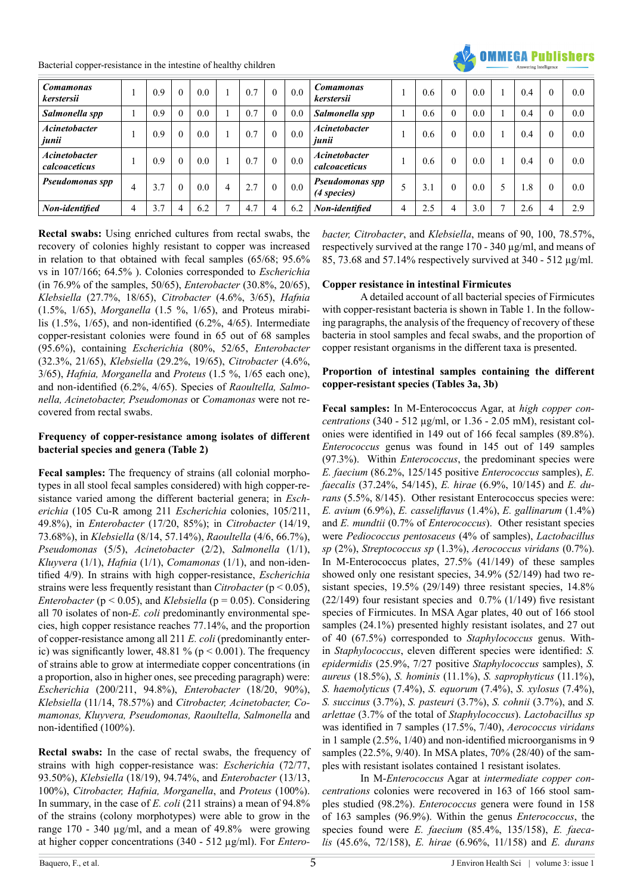| *Comamonas kerstersii* | 1 | 0.9 | 0 | 0.0 | 1 | 0.7 | 0 | 0.0 | *Comamonas kerstersii* | 1 | 0.6 | 0 | 0.0 | 1 | 0.4 | 0 | 0.0 |
|---|---|---|---|---|---|---|---|---|---|---|---|---|---|---|---|---|---|
| *Salmonella spp* | 1 | 0.9 | 0 | 0.0 | 1 | 0.7 | 0 | 0.0 | *Salmonella spp* | 1 | 0.6 | 0 | 0.0 | 1 | 0.4 | 0 | 0.0 |
| *Acinetobacter junii* | 1 | 0.9 | 0 | 0.0 | 1 | 0.7 | 0 | 0.0 | *Acinetobacter junii* | 1 | 0.6 | 0 | 0.0 | 1 | 0.4 | 0 | 0.0 |
| *Acinetobacter calcoaceticus* | 1 | 0.9 | 0 | 0.0 | 1 | 0.7 | 0 | 0.0 | *Acinetobacter calcoaceticus* | 1 | 0.6 | 0 | 0.0 | 1 | 0.4 | 0 | 0.0 |
| *Pseudomonas spp* | 4 | 3.7 | 0 | 0.0 | 4 | 2.7 | 0 | 0.0 | *Pseudomonas spp (4 species)* | 5 | 3.1 | 0 | 0.0 | 5 | 1.8 | 0 | 0.0 |
| *Non-identified* | 4 | 3.7 | 4 | 6.2 | 7 | 4.7 | 4 | 6.2 | *Non-identified* | 4 | 2.5 | 4 | 3.0 | 7 | 2.6 | 4 | 2.9 |

**Rectal swabs:** Using enriched cultures from rectal swabs, the recovery of colonies highly resistant to copper was increased in relation to that obtained with fecal samples (65/68; 95.6% vs in 107/166; 64.5% ). Colonies corresponded to *Escherichia* (in 76.9% of the samples, 50/65), *Enterobacter* (30.8%, 20/65), *Klebsiella* (27.7%, 18/65), *Citrobacter* (4.6%, 3/65), *Hafnia* (1.5%, 1/65), *Morganella* (1.5 %, 1/65), and Proteus mirabilis (1.5%, 1/65), and non-identified (6.2%, 4/65). Intermediate copper-resistant colonies were found in 65 out of 68 samples (95.6%), containing *Escherichia* (80%, 52/65, *Enterobacter* (32.3%, 21/65), *Klebsiella* (29.2%, 19/65), *Citrobacter* (4.6%, 3/65), *Hafnia, Morganella* and *Proteus* (1.5 %, 1/65 each one), and non-identified (6.2%, 4/65). Species of *Raoultella, Salmonella, Acinetobacter, Pseudomonas* or *Comamonas* were not recovered from rectal swabs.

### Frequency of copper-resistance among isolates of different bacterial species and genera (Table 2)

**Fecal samples:** The frequency of strains (all colonial morphotypes in all stool fecal samples considered) with high copper-resistance varied among the different bacterial genera; in *Escherichia* (105 Cu-R among 211 *Escherichia* colonies, 105/211, 49.8%), in *Enterobacter* (17/20, 85%); in *Citrobacter* (14/19, 73.68%), in *Klebsiella* (8/14, 57.14%), *Raoultella* (4/6, 66.7%), *Pseudomonas* (5/5), *Acinetobacter* (2/2), *Salmonella* (1/1), *Kluyvera* (1/1), *Hafnia* (1/1), *Comamonas* (1/1), and non-identified 4/9). In strains with high copper-resistance, *Escherichia* strains were less frequently resistant than *Citrobacter* ($p < 0.05$), *Enterobacter* ($p < 0.05$), and *Klebsiella* ($p = 0.05$). Considering all 70 isolates of non-*E. coli* predominantly environmental species, high copper resistance reaches 77.14%, and the proportion of copper-resistance among all 211 *E. coli* (predominantly enteric) was significantly lower, 48.81 % ($p < 0.001$). The frequency of strains able to grow at intermediate copper concentrations (in a proportion, also in higher ones, see preceding paragraph) were: *Escherichia* (200/211, 94.8%), *Enterobacter* (18/20, 90%), *Klebsiella* (11/14, 78.57%) and *Citrobacter, Acinetobacter, Comamonas, Kluyvera, Pseudomonas, Raoultella, Salmonella* and non-identified (100%).

**Rectal swabs:** In the case of rectal swabs, the frequency of strains with high copper-resistance was: *Escherichia* (72/77, 93.50%), *Klebsiella* (18/19), 94.74%, and *Enterobacter* (13/13, 100%), *Citrobacter, Hafnia, Morganella*, and *Proteus* (100%). In summary, in the case of *E. coli* (211 strains) a mean of 94.8% of the strains (colony morphotypes) were able to grow in the range 170 - 340 µg/ml, and a mean of 49.8% were growing at higher copper concentrations (340 - 512 µg/ml). For *Enterobacter, Citrobacter*, and *Klebsiella*, means of 90, 100, 78.57%, respectively survived at the range 170 - 340 µg/ml, and means of 85, 73.68 and 57.14% respectively survived at 340 - 512 µg/ml.

### Copper resistance in intestinal Firmicutes

A detailed account of all bacterial species of Firmicutes with copper-resistant bacteria is shown in Table 1. In the following paragraphs, the analysis of the frequency of recovery of these bacteria in stool samples and fecal swabs, and the proportion of copper resistant organisms in the different taxa is presented.

### Proportion of intestinal samples containing the different copper-resistant species (Tables 3a, 3b)

**Fecal samples:** In M-Enterococcus Agar, at *high copper concentrations* (340 - 512 µg/ml, or 1.36 - 2.05 mM), resistant colonies were identified in 149 out of 166 fecal samples (89.8%). *Enterococcus* genus was found in 145 out of 149 samples (97.3%). Within *Enterococcus*, the predominant species were *E. faecium* (86.2%, 125/145 positive *Enterococcus* samples), *E. faecalis* (37.24%, 54/145), *E. hirae* (6.9%, 10/145) and *E. durans* (5.5%, 8/145). Other resistant Enterococcus species were: *E. avium* (6.9%), *E. casseliflavus* (1.4%), *E. gallinarum* (1.4%) and *E. mundtii* (0.7% of *Enterococcus*). Other resistant species were *Pediococcus pentosaceus* (4% of samples), *Lactobacillus sp* (2%), *Streptococcus sp* (1.3%), *Aerococcus viridans* (0.7%). In M-Enterococcus plates, 27.5% (41/149) of these samples showed only one resistant species, 34.9% (52/149) had two resistant species, 19.5% (29/149) three resistant species, 14.8% (22/149) four resistant species and 0.7% (1/149) five resistant species of Firmicutes. In MSA Agar plates, 40 out of 166 stool samples (24.1%) presented highly resistant isolates, and 27 out of 40 (67.5%) corresponded to *Staphylococcus* genus. Within *Staphylococcus*, eleven different species were identified: *S. epidermidis* (25.9%, 7/27 positive *Staphylococcus* samples), *S. aureus* (18.5%), *S. hominis* (11.1%), *S. saprophyticus* (11.1%), *S. haemolyticus* (7.4%), *S. equorum* (7.4%), *S. xylosus* (7.4%), *S. succinus* (3.7%), *S. pasteuri* (3.7%), *S. cohnii* (3.7%), and *S. arlettae* (3.7% of the total of *Staphylococcus*). *Lactobacillus sp* was identified in 7 samples (17.5%, 7/40), *Aerococcus viridans* in 1 sample (2.5%, 1/40) and non-identified microorganisms in 9 samples (22.5%, 9/40). In MSA plates, 70% (28/40) of the samples with resistant isolates contained 1 resistant isolates.

In M-*Enterococcus* Agar at *intermediate copper concentrations* colonies were recovered in 163 of 166 stool samples studied (98.2%). *Enterococcus* genera were found in 158 of 163 samples (96.9%). Within the genus *Enterococcus*, the species found were *E. faecium* (85.4%, 135/158), *E. faecalis* (45.6%, 72/158), *E. hirae* (6.96%, 11/158) and *E. durans*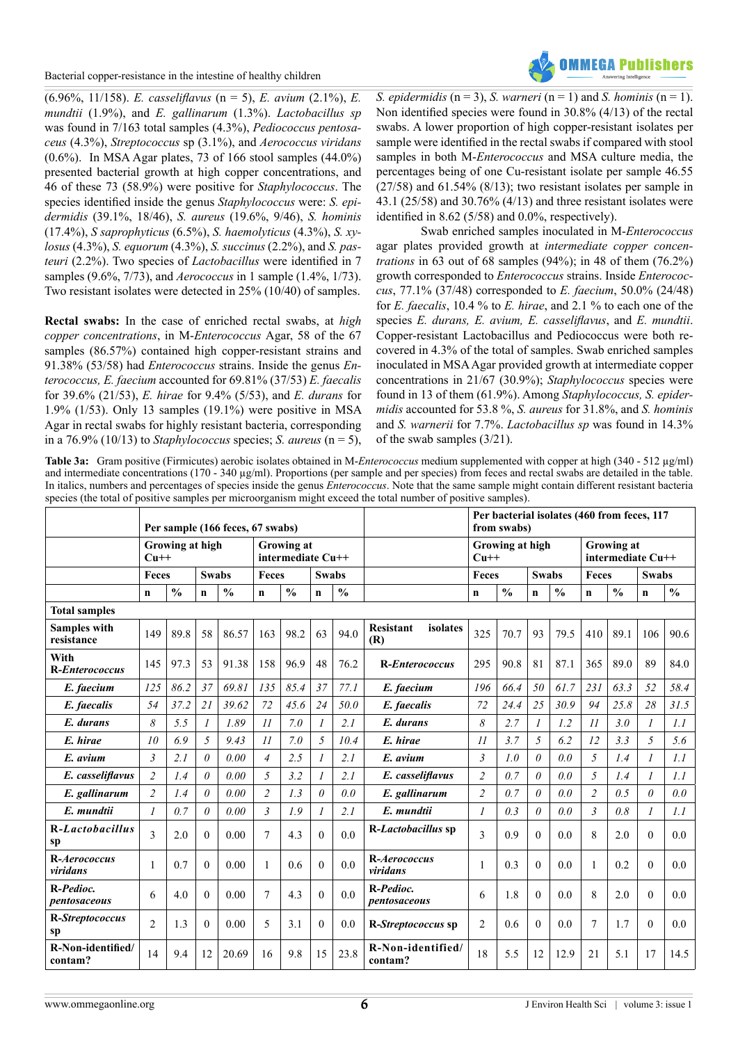(6.96%, 11/158). *E. casseliflavus* (n = 5), *E. avium* (2.1%), *E. mundtii* (1.9%), and *E. gallinarum* (1.3%). *Lactobacillus sp* was found in 7/163 total samples (4.3%), *Pediococcus pentosaceus* (4.3%), *Streptococcus* sp (3.1%), and *Aerococcus viridans* (0.6%). In MSA Agar plates, 73 of 166 stool samples (44.0%) presented bacterial growth at high copper concentrations, and 46 of these 73 (58.9%) were positive for *Staphylococcus*. The species identified inside the genus *Staphylococcus* were: *S. epidermidis* (39.1%, 18/46), *S. aureus* (19.6%, 9/46), *S. hominis* (17.4%), *S saprophyticus* (6.5%), *S. haemolyticus* (4.3%), *S. xylosus* (4.3%), *S. equorum* (4.3%), *S. succinus* (2.2%), and *S. pasteuri* (2.2%). Two species of *Lactobacillus* were identified in 7 samples (9.6%, 7/73), and *Aerococcus* in 1 sample (1.4%, 1/73). Two resistant isolates were detected in 25% (10/40) of samples.

**Rectal swabs:** In the case of enriched rectal swabs, at *high copper concentrations*, in M-*Enterococcus* Agar, 58 of the 67 samples (86.57%) contained high copper-resistant strains and 91.38% (53/58) had *Enterococcus* strains. Inside the genus *Enterococcus, E. faecium* accounted for 69.81% (37/53) *E. faecalis* for 39.6% (21/53), *E. hirae* for 9.4% (5/53), and *E. durans* for 1.9% (1/53). Only 13 samples (19.1%) were positive in MSA Agar in rectal swabs for highly resistant bacteria, corresponding in a 76.9% (10/13) to *Staphylococcus* species; *S. aureus* (n = 5), *S. epidermidis* (n = 3), *S. warneri* (n = 1) and *S. hominis* (n = 1). Non identified species were found in 30.8% (4/13) of the rectal swabs. A lower proportion of high copper-resistant isolates per sample were identified in the rectal swabs if compared with stool samples in both M-*Enterococcus* and MSA culture media, the percentages being of one Cu-resistant isolate per sample 46.55 (27/58) and 61.54% (8/13); two resistant isolates per sample in 43.1 (25/58) and 30.76% (4/13) and three resistant isolates were identified in 8.62 (5/58) and 0.0%, respectively).

Swab enriched samples inoculated in M-*Enterococcus* agar plates provided growth at *intermediate copper concentrations* in 63 out of 68 samples (94%); in 48 of them (76.2%) growth corresponded to *Enterococcus* strains. Inside *Enterococcus*, 77.1% (37/48) corresponded to *E. faecium*, 50.0% (24/48) for *E. faecalis*, 10.4 % to *E. hirae*, and 2.1 % to each one of the species *E. durans, E. avium, E. casseliflavus*, and *E. mundtii*. Copper-resistant Lactobacillus and Pediococcus were both recovered in 4.3% of the total of samples. Swab enriched samples inoculated in MSA Agar provided growth at intermediate copper concentrations in 21/67 (30.9%); *Staphylococcus* species were found in 13 of them (61.9%). Among *Staphylococcus, S. epidermidis* accounted for 53.8 %, *S. aureus* for 31.8%, and *S. hominis* and *S. warnerii* for 7.7%. *Lactobacillus sp* was found in 14.3% of the swab samples (3/21).

**Table 3a:** Gram positive (Firmicutes) aerobic isolates obtained in M-*Enterococcus* medium supplemented with copper at high (340 - 512 µg/ml) and intermediate concentrations (170 - 340 µg/ml). Proportions (per sample and per species) from feces and rectal swabs are detailed in the table. In italics, numbers and percentages of species inside the genus *Enterococcus*. Note that the same sample might contain different resistant bacteria species (the total of positive samples per microorganism might exceed the total number of positive samples).

| | Per sample (166 feces, 67 swabs) | | | | | | | | | Per bacterial isolates (460 from feces, 117 from swabs) | | | | | | | |
|---|---|---|---|---|---|---|---|---|---|---|---|---|---|---|---|---|---|
| | Growing at high Cu++ | | | | Growing at intermediate Cu++ | | | | | Growing at high Cu++ | | | | Growing at intermediate Cu++ | | | |
| | Feces | | Swabs | | Feces | | Swabs | | | Feces | | Swabs | | Feces | | Swabs | |
| | n | % | n | % | n | % | n | % | | n | % | n | % | n | % | n | % |
| **Total samples** | | | | | | | | | | | | | | | | | |
| **Samples with resistance** | 149 | 89.8 | 58 | 86.57 | 163 | 98.2 | 63 | 94.0 | **Resistant isolates (R)** | 325 | 70.7 | 93 | 79.5 | 410 | 89.1 | 106 | 90.6 |
| **With R-*Enterococcus*** | 145 | 97.3 | 53 | 91.38 | 158 | 96.9 | 48 | 76.2 | **R-*Enterococcus*** | 295 | 90.8 | 81 | 87.1 | 365 | 89.0 | 89 | 84.0 |
| ***E. faecium*** | *125* | *86.2* | *37* | *69.81* | *135* | *85.4* | *37* | *77.1* | ***E. faecium*** | *196* | *66.4* | *50* | *61.7* | *231* | *63.3* | *52* | *58.4* |
| ***E. faecalis*** | *54* | *37.2* | *21* | *39.62* | *72* | *45.6* | *24* | *50.0* | ***E. faecalis*** | *72* | *24.4* | *25* | *30.9* | *94* | *25.8* | *28* | *31.5* |
| ***E. durans*** | *8* | *5.5* | *1* | *1.89* | *11* | *7.0* | *1* | *2.1* | ***E. durans*** | *8* | *2.7* | *1* | *1.2* | *11* | *3.0* | *1* | *1.1* |
| ***E. hirae*** | *10* | *6.9* | *5* | *9.43* | *11* | *7.0* | *5* | *10.4* | ***E. hirae*** | *11* | *3.7* | *5* | *6.2* | *12* | *3.3* | *5* | *5.6* |
| ***E. avium*** | *3* | *2.1* | *0* | *0.00* | *4* | *2.5* | *1* | *2.1* | ***E. avium*** | *3* | *1.0* | *0* | *0.0* | *5* | *1.4* | *1* | *1.1* |
| ***E. casseliflavus*** | *2* | *1.4* | *0* | *0.00* | *5* | *3.2* | *1* | *2.1* | ***E. casseliflavus*** | *2* | *0.7* | *0* | *0.0* | *5* | *1.4* | *1* | *1.1* |
| ***E. gallinarum*** | *2* | *1.4* | *0* | *0.00* | *2* | *1.3* | *0* | *0.0* | ***E. gallinarum*** | *2* | *0.7* | *0* | *0.0* | *2* | *0.5* | *0* | *0.0* |
| ***E. mundtii*** | *1* | *0.7* | *0* | *0.00* | *3* | *1.9* | *1* | *2.1* | ***E. mundtii*** | *1* | *0.3* | *0* | *0.0* | *3* | *0.8* | *1* | *1.1* |
| **R-*Lactobacillus* sp** | 3 | 2.0 | 0 | 0.00 | 7 | 4.3 | 0 | 0.0 | **R-*Lactobacillus* sp** | 3 | 0.9 | 0 | 0.0 | 8 | 2.0 | 0 | 0.0 |
| **R-*Aerococcus viridans*** | 1 | 0.7 | 0 | 0.00 | 1 | 0.6 | 0 | 0.0 | **R-*Aerococcus viridans*** | 1 | 0.3 | 0 | 0.0 | 1 | 0.2 | 0 | 0.0 |
| **R-*Pedioc. pentosaceous*** | 6 | 4.0 | 0 | 0.00 | 7 | 4.3 | 0 | 0.0 | **R-*Pedioc. pentosaceous*** | 6 | 1.8 | 0 | 0.0 | 8 | 2.0 | 0 | 0.0 |
| **R-*Streptococcus* sp** | 2 | 1.3 | 0 | 0.00 | 5 | 3.1 | 0 | 0.0 | **R-*Streptococcus* sp** | 2 | 0.6 | 0 | 0.0 | 7 | 1.7 | 0 | 0.0 |
| **R-Non-identified/ contam?** | 14 | 9.4 | 12 | 20.69 | 16 | 9.8 | 15 | 23.8 | **R-Non-identified/ contam?** | 18 | 5.5 | 12 | 12.9 | 21 | 5.1 | 17 | 14.5 |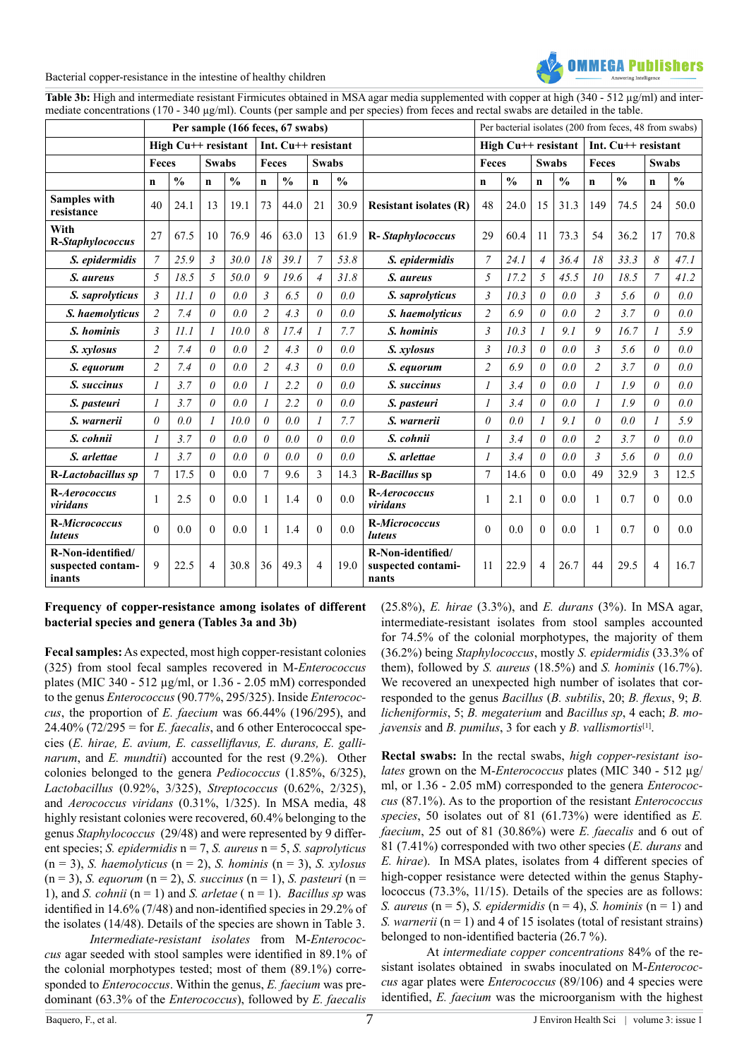**Table 3b:** High and intermediate resistant Firmicutes obtained in MSA agar media supplemented with copper at high (340 - 512 µg/ml) and intermediate concentrations (170 - 340 µg/ml). Counts (per sample and per species) from feces and rectal swabs are detailed in the table.

| | Per sample (166 feces, 67 swabs) | | | | | | | | | Per bacterial isolates (200 from feces, 48 from swabs) | | | | | | | |
|---|---|---|---|---|---|---|---|---|---|---|---|---|---|---|---|---|---|
| | High Cu++ resistant | | | | Int. Cu++ resistant | | | | | High Cu++ resistant | | | | Int. Cu++ resistant | | | |
| | Feces | | Swabs | | Feces | | Swabs | | | Feces | | Swabs | | Feces | | Swabs | |
| | n | % | n | % | n | % | n | % | | n | % | n | % | n | % | n | % |
| **Samples with resistance** | 40 | 24.1 | 13 | 19.1 | 73 | 44.0 | 21 | 30.9 | **Resistant isolates (R)** | 48 | 24.0 | 15 | 31.3 | 149 | 74.5 | 24 | 50.0 |
| **With R-*Staphylococcus*** | 27 | 67.5 | 10 | 76.9 | 46 | 63.0 | 13 | 61.9 | **R-*Staphylococcus*** | 29 | 60.4 | 11 | 73.3 | 54 | 36.2 | 17 | 70.8 |
| ***S. epidermidis*** | *7* | *25.9* | *3* | *30.0* | *18* | *39.1* | *7* | *53.8* | ***S. epidermidis*** | *7* | *24.1* | *4* | *36.4* | *18* | *33.3* | *8* | *47.1* |
| ***S. aureus*** | *5* | *18.5* | *5* | *50.0* | *9* | *19.6* | *4* | *31.8* | ***S. aureus*** | *5* | *17.2* | *5* | *45.5* | *10* | *18.5* | *7* | *41.2* |
| ***S. saprolyticus*** | *3* | *11.1* | *0* | *0.0* | *3* | *6.5* | *0* | *0.0* | ***S. saprolyticus*** | *3* | *10.3* | *0* | *0.0* | *3* | *5.6* | *0* | *0.0* |
| ***S. haemolyticus*** | *2* | *7.4* | *0* | *0.0* | *2* | *4.3* | *0* | *0.0* | ***S. haemolyticus*** | *2* | *6.9* | *0* | *0.0* | *2* | *3.7* | *0* | *0.0* |
| ***S. hominis*** | *3* | *11.1* | *1* | *10.0* | *8* | *17.4* | *1* | *7.7* | ***S. hominis*** | *3* | *10.3* | *1* | *9.1* | *9* | *16.7* | *1* | *5.9* |
| ***S. xylosus*** | *2* | *7.4* | *0* | *0.0* | *2* | *4.3* | *0* | *0.0* | ***S. xylosus*** | *3* | *10.3* | *0* | *0.0* | *3* | *5.6* | *0* | *0.0* |
| ***S. equorum*** | *2* | *7.4* | *0* | *0.0* | *2* | *4.3* | *0* | *0.0* | ***S. equorum*** | *2* | *6.9* | *0* | *0.0* | *2* | *3.7* | *0* | *0.0* |
| ***S. succinus*** | *1* | *3.7* | *0* | *0.0* | *1* | *2.2* | *0* | *0.0* | ***S. succinus*** | *1* | *3.4* | *0* | *0.0* | *1* | *1.9* | *0* | *0.0* |
| ***S. pasteuri*** | *1* | *3.7* | *0* | *0.0* | *1* | *2.2* | *0* | *0.0* | ***S. pasteuri*** | *1* | *3.4* | *0* | *0.0* | *1* | *1.9* | *0* | *0.0* |
| ***S. warnerii*** | *0* | *0.0* | *1* | *10.0* | *0* | *0.0* | *1* | *7.7* | ***S. warnerii*** | *0* | *0.0* | *1* | *9.1* | *0* | *0.0* | *1* | *5.9* |
| ***S. cohnii*** | *1* | *3.7* | *0* | *0.0* | *0* | *0.0* | *0* | *0.0* | ***S. cohnii*** | *1* | *3.4* | *0* | *0.0* | *2* | *3.7* | *0* | *0.0* |
| ***S. arlettae*** | *1* | *3.7* | *0* | *0.0* | *0* | *0.0* | *0* | *0.0* | ***S. arlettae*** | *1* | *3.4* | *0* | *0.0* | *3* | *5.6* | *0* | *0.0* |
| **R-*Lactobacillus sp*** | 7 | 17.5 | 0 | 0.0 | 7 | 9.6 | 3 | 14.3 | **R-*Bacillus* sp** | 7 | 14.6 | 0 | 0.0 | 49 | 32.9 | 3 | 12.5 |
| **R-*Aerococcus viridans*** | 1 | 2.5 | 0 | 0.0 | 1 | 1.4 | 0 | 0.0 | **R-*Aerococcus viridans*** | 1 | 2.1 | 0 | 0.0 | 1 | 0.7 | 0 | 0.0 |
| **R-*Micrococcus luteus*** | 0 | 0.0 | 0 | 0.0 | 1 | 1.4 | 0 | 0.0 | **R-*Micrococcus luteus*** | 0 | 0.0 | 0 | 0.0 | 1 | 0.7 | 0 | 0.0 |
| **R-Non-identified/ suspected contaminants** | 9 | 22.5 | 4 | 30.8 | 36 | 49.3 | 4 | 19.0 | **R-Non-identified/ suspected contaminants** | 11 | 22.9 | 4 | 26.7 | 44 | 29.5 | 4 | 16.7 |

### Frequency of copper-resistance among isolates of different bacterial species and genera (Tables 3a and 3b)

**Fecal samples:** As expected, most high copper-resistant colonies (325) from stool fecal samples recovered in M-*Enterococcus* plates (MIC 340 - 512 µg/ml, or 1.36 - 2.05 mM) corresponded to the genus *Enterococcus* (90.77%, 295/325). Inside *Enterococcus*, the proportion of *E. faecium* was 66.44% (196/295), and 24.40% (72/295 = for *E. faecalis*, and 6 other Enterococcal species (*E. hirae, E. avium, E. casselliflavus, E. durans, E. gallinarum*, and *E. mundtii*) accounted for the rest (9.2%). Other colonies belonged to the genera *Pediococcus* (1.85%, 6/325), *Lactobacillus* (0.92%, 3/325), *Streptococcus* (0.62%, 2/325), and *Aerococcus viridans* (0.31%, 1/325). In MSA media, 48 highly resistant colonies were recovered, 60.4% belonging to the genus *Staphylococcus* (29/48) and were represented by 9 different species; *S. epidermidis* n = 7, *S. aureus* n = 5, *S. saprolyticus* (n = 3), *S. haemolyticus* (n = 2), *S. hominis* (n = 3), *S. xylosus* (n = 3), *S. equorum* (n = 2), *S. succinus* (n = 1), *S. pasteuri* (n = 1), and *S. cohnii* (n = 1) and *S. arletae* ( n = 1). *Bacillus sp* was identified in 14.6% (7/48) and non-identified species in 29.2% of the isolates (14/48). Details of the species are shown in Table 3.

*Intermediate-resistant isolates* from M-*Enterococcus* agar seeded with stool samples were identified in 89.1% of the colonial morphotypes tested; most of them (89.1%) corresponded to *Enterococcus*. Within the genus, *E. faecium* was predominant (63.3% of the *Enterococcus*), followed by *E. faecalis* (25.8%), *E. hirae* (3.3%), and *E. durans* (3%). In MSA agar, intermediate-resistant isolates from stool samples accounted for 74.5% of the colonial morphotypes, the majority of them (36.2%) being *Staphylococcus*, mostly *S. epidermidis* (33.3% of them), followed by *S. aureus* (18.5%) and *S. hominis* (16.7%). We recovered an unexpected high number of isolates that corresponded to the genus *Bacillus* (*B. subtilis*, 20; *B. flexus*, 9; *B. licheniformis*, 5; *B. megaterium* and *Bacillus sp*, 4 each; *B. mojavensis* and *B. pumilus*, 3 for each y *B. vallismortis*[1].

**Rectal swabs:** In the rectal swabs, *high copper-resistant isolates* grown on the M-*Enterococcus* plates (MIC 340 - 512 µg/ml, or 1.36 - 2.05 mM) corresponded to the genera *Enterococcus* (87.1%). As to the proportion of the resistant *Enterococcus species*, 50 isolates out of 81 (61.73%) were identified as *E. faecium*, 25 out of 81 (30.86%) were *E. faecalis* and 6 out of 81 (7.41%) corresponded with two other species (*E. durans* and *E. hirae*). In MSA plates, isolates from 4 different species of high-copper resistance were detected within the genus Staphylococcus (73.3%, 11/15). Details of the species are as follows: *S. aureus* (n = 5), *S. epidermidis* (n = 4), *S. hominis* (n = 1) and *S. warnerii* (n = 1) and 4 of 15 isolates (total of resistant strains) belonged to non-identified bacteria (26.7 %).

At *intermediate copper concentrations* 84% of the resistant isolates obtained in swabs inoculated on M-*Enterococcus* agar plates were *Enterococcus* (89/106) and 4 species were identified, *E. faecium* was the microorganism with the highest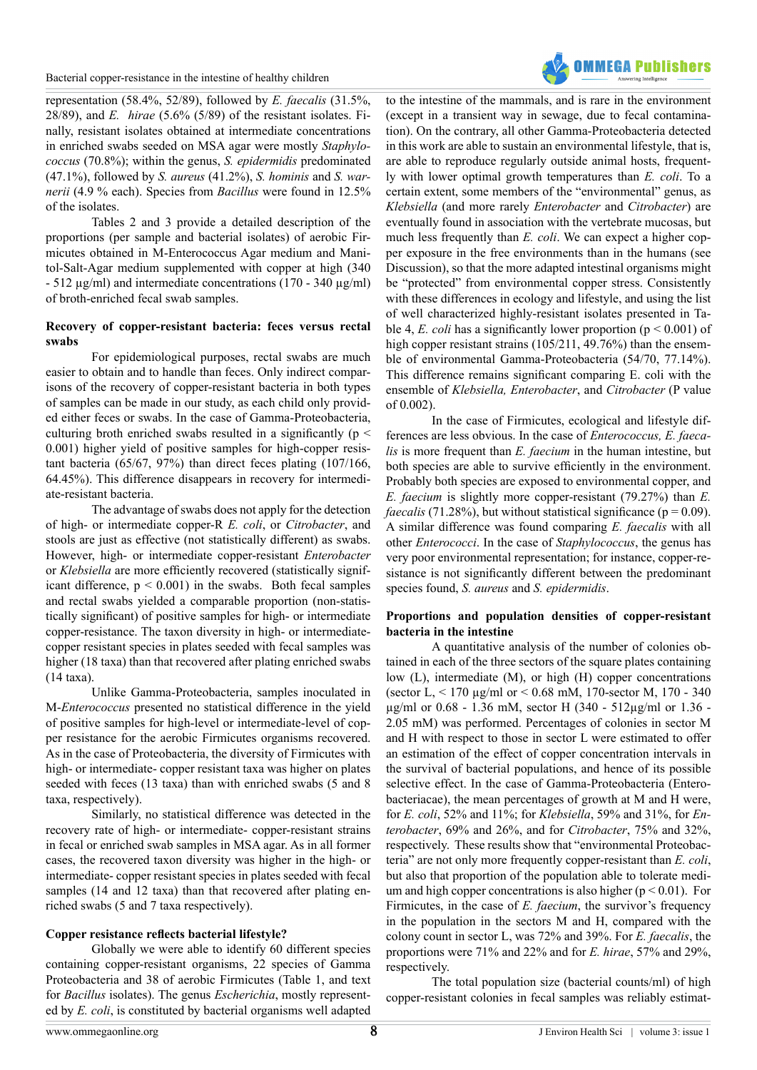representation (58.4%, 52/89), followed by *E. faecalis* (31.5%, 28/89), and *E. hirae* (5.6% (5/89) of the resistant isolates. Finally, resistant isolates obtained at intermediate concentrations in enriched swabs seeded on MSA agar were mostly *Staphylococcus* (70.8%); within the genus, *S. epidermidis* predominated (47.1%), followed by *S. aureus* (41.2%), *S. hominis* and *S. warnerii* (4.9 % each). Species from *Bacillus* were found in 12.5% of the isolates.

Tables 2 and 3 provide a detailed description of the proportions (per sample and bacterial isolates) of aerobic Firmicutes obtained in M-Enterococcus Agar medium and Manitol-Salt-Agar medium supplemented with copper at high (340 - 512 µg/ml) and intermediate concentrations (170 - 340 µg/ml) of broth-enriched fecal swab samples.

**Recovery of copper-resistant bacteria: feces versus rectal swabs**

For epidemiological purposes, rectal swabs are much easier to obtain and to handle than feces. Only indirect comparisons of the recovery of copper-resistant bacteria in both types of samples can be made in our study, as each child only provided either feces or swabs. In the case of Gamma-Proteobacteria, culturing broth enriched swabs resulted in a significantly ($p < 0.001$) higher yield of positive samples for high-copper resistant bacteria (65/67, 97%) than direct feces plating (107/166, 64.45%). This difference disappears in recovery for intermediate-resistant bacteria.

The advantage of swabs does not apply for the detection of high- or intermediate copper-R *E. coli*, or *Citrobacter*, and stools are just as effective (not statistically different) as swabs. However, high- or intermediate copper-resistant *Enterobacter* or *Klebsiella* are more efficiently recovered (statistically significant difference, $p < 0.001$) in the swabs. Both fecal samples and rectal swabs yielded a comparable proportion (non-statistically significant) of positive samples for high- or intermediate copper-resistance. The taxon diversity in high- or intermediate-copper resistant species in plates seeded with fecal samples was higher (18 taxa) than that recovered after plating enriched swabs (14 taxa).

Unlike Gamma-Proteobacteria, samples inoculated in M-*Enterococcus* presented no statistical difference in the yield of positive samples for high-level or intermediate-level of copper resistance for the aerobic Firmicutes organisms recovered. As in the case of Proteobacteria, the diversity of Firmicutes with high- or intermediate- copper resistant taxa was higher on plates seeded with feces (13 taxa) than with enriched swabs (5 and 8 taxa, respectively).

Similarly, no statistical difference was detected in the recovery rate of high- or intermediate- copper-resistant strains in fecal or enriched swab samples in MSA agar. As in all former cases, the recovered taxon diversity was higher in the high- or intermediate- copper resistant species in plates seeded with fecal samples (14 and 12 taxa) than that recovered after plating enriched swabs (5 and 7 taxa respectively).

**Copper resistance reflects bacterial lifestyle?**

Globally we were able to identify 60 different species containing copper-resistant organisms, 22 species of Gamma Proteobacteria and 38 of aerobic Firmicutes (Table 1, and text for *Bacillus* isolates). The genus *Escherichia*, mostly represented by *E. coli*, is constituted by bacterial organisms well adapted to the intestine of the mammals, and is rare in the environment (except in a transient way in sewage, due to fecal contamination). On the contrary, all other Gamma-Proteobacteria detected in this work are able to sustain an environmental lifestyle, that is, are able to reproduce regularly outside animal hosts, frequently with lower optimal growth temperatures than *E. coli*. To a certain extent, some members of the "environmental" genus, as *Klebsiella* (and more rarely *Enterobacter* and *Citrobacter*) are eventually found in association with the vertebrate mucosas, but much less frequently than *E. coli*. We can expect a higher copper exposure in the free environments than in the humans (see Discussion), so that the more adapted intestinal organisms might be "protected" from environmental copper stress. Consistently with these differences in ecology and lifestyle, and using the list of well characterized highly-resistant isolates presented in Table 4, *E. coli* has a significantly lower proportion ($p < 0.001$) of high copper resistant strains (105/211, 49.76%) than the ensemble of environmental Gamma-Proteobacteria (54/70, 77.14%). This difference remains significant comparing E. coli with the ensemble of *Klebsiella, Enterobacter*, and *Citrobacter* (P value of 0.002).

In the case of Firmicutes, ecological and lifestyle differences are less obvious. In the case of *Enterococcus, E. faecalis* is more frequent than *E. faecium* in the human intestine, but both species are able to survive efficiently in the environment. Probably both species are exposed to environmental copper, and *E. faecium* is slightly more copper-resistant (79.27%) than *E. faecalis* (71.28%), but without statistical significance ($p = 0.09$). A similar difference was found comparing *E. faecalis* with all other *Enterococci*. In the case of *Staphylococcus*, the genus has very poor environmental representation; for instance, copper-resistance is not significantly different between the predominant species found, *S. aureus* and *S. epidermidis*.

**Proportions and population densities of copper-resistant bacteria in the intestine**

A quantitative analysis of the number of colonies obtained in each of the three sectors of the square plates containing low (L), intermediate (M), or high (H) copper concentrations (sector L, < 170 µg/ml or < 0.68 mM, 170-sector M, 170 - 340 µg/ml or 0.68 - 1.36 mM, sector H (340 - 512µg/ml or 1.36 - 2.05 mM) was performed. Percentages of colonies in sector M and H with respect to those in sector L were estimated to offer an estimation of the effect of copper concentration intervals in the survival of bacterial populations, and hence of its possible selective effect. In the case of Gamma-Proteobacteria (Enterobacteriacae), the mean percentages of growth at M and H were, for *E. coli*, 52% and 11%; for *Klebsiella*, 59% and 31%, for *Enterobacter*, 69% and 26%, and for *Citrobacter*, 75% and 32%, respectively. These results show that "environmental Proteobacteria" are not only more frequently copper-resistant than *E. coli*, but also that proportion of the population able to tolerate medium and high copper concentrations is also higher ($p < 0.01$). For Firmicutes, in the case of *E. faecium*, the survivor's frequency in the population in the sectors M and H, compared with the colony count in sector L, was 72% and 39%. For *E. faecalis*, the proportions were 71% and 22% and for *E. hirae*, 57% and 29%, respectively.

The total population size (bacterial counts/ml) of high copper-resistant colonies in fecal samples was reliably estimat-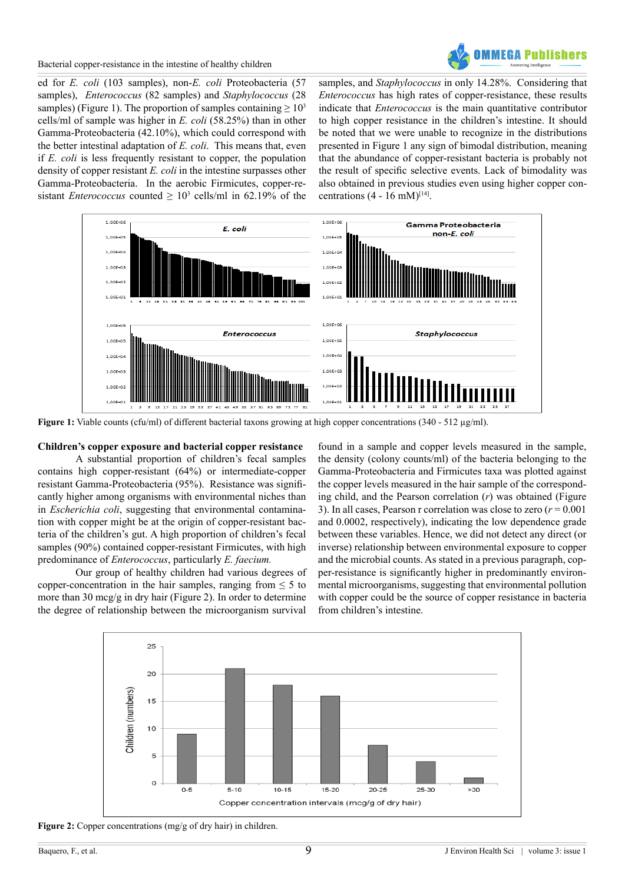ed for *E. coli* (103 samples), non-*E. coli* Proteobacteria (57 samples), *Enterococcus* (82 samples) and *Staphylococcus* (28 samples) (Figure 1). The proportion of samples containing ≥ $10^3$ cells/ml of sample was higher in *E. coli* (58.25%) than in other Gamma-Proteobacteria (42.10%), which could correspond with the better intestinal adaptation of *E. coli*. This means that, even if *E. coli* is less frequently resistant to copper, the population density of copper resistant *E. coli* in the intestine surpasses other Gamma-Proteobacteria. In the aerobic Firmicutes, copper-resistant *Enterococcus* counted ≥ $10^3$ cells/ml in 62.19% of the samples, and *Staphylococcus* in only 14.28%. Considering that *Enterococcus* has high rates of copper-resistance, these results indicate that *Enterococcus* is the main quantitative contributor to high copper resistance in the children's intestine. It should be noted that we were unable to recognize in the distributions presented in Figure 1 any sign of bimodal distribution, meaning that the abundance of copper-resistant bacteria is probably not the result of specific selective events. Lack of bimodality was also obtained in previous studies even using higher copper concentrations (4 - 16 mM)[14].

**Figure 1:** Viable counts (cfu/ml) of different bacterial taxons growing at high copper concentrations (340 - 512 µg/ml).

### Children's copper exposure and bacterial copper resistance

A substantial proportion of children's fecal samples contains high copper-resistant (64%) or intermediate-copper resistant Gamma-Proteobacteria (95%). Resistance was significantly higher among organisms with environmental niches than in *Escherichia coli*, suggesting that environmental contamination with copper might be at the origin of copper-resistant bacteria of the children's gut. A high proportion of children's fecal samples (90%) contained copper-resistant Firmicutes, with high predominance of *Enterococcus*, particularly *E. faecium.*

Our group of healthy children had various degrees of copper-concentration in the hair samples, ranging from ≤ 5 to more than 30 mcg/g in dry hair (Figure 2). In order to determine the degree of relationship between the microorganism survival found in a sample and copper levels measured in the sample, the density (colony counts/ml) of the bacteria belonging to the Gamma-Proteobacteria and Firmicutes taxa was plotted against the copper levels measured in the hair sample of the corresponding child, and the Pearson correlation ($r$) was obtained (Figure 3). In all cases, Pearson r correlation was close to zero ($r = 0.001$ and 0.0002, respectively), indicating the low dependence grade between these variables. Hence, we did not detect any direct (or inverse) relationship between environmental exposure to copper and the microbial counts. As stated in a previous paragraph, copper-resistance is significantly higher in predominantly environmental microorganisms, suggesting that environmental pollution with copper could be the source of copper resistance in bacteria from children's intestine.

**Figure 2:** Copper concentrations (mg/g of dry hair) in children.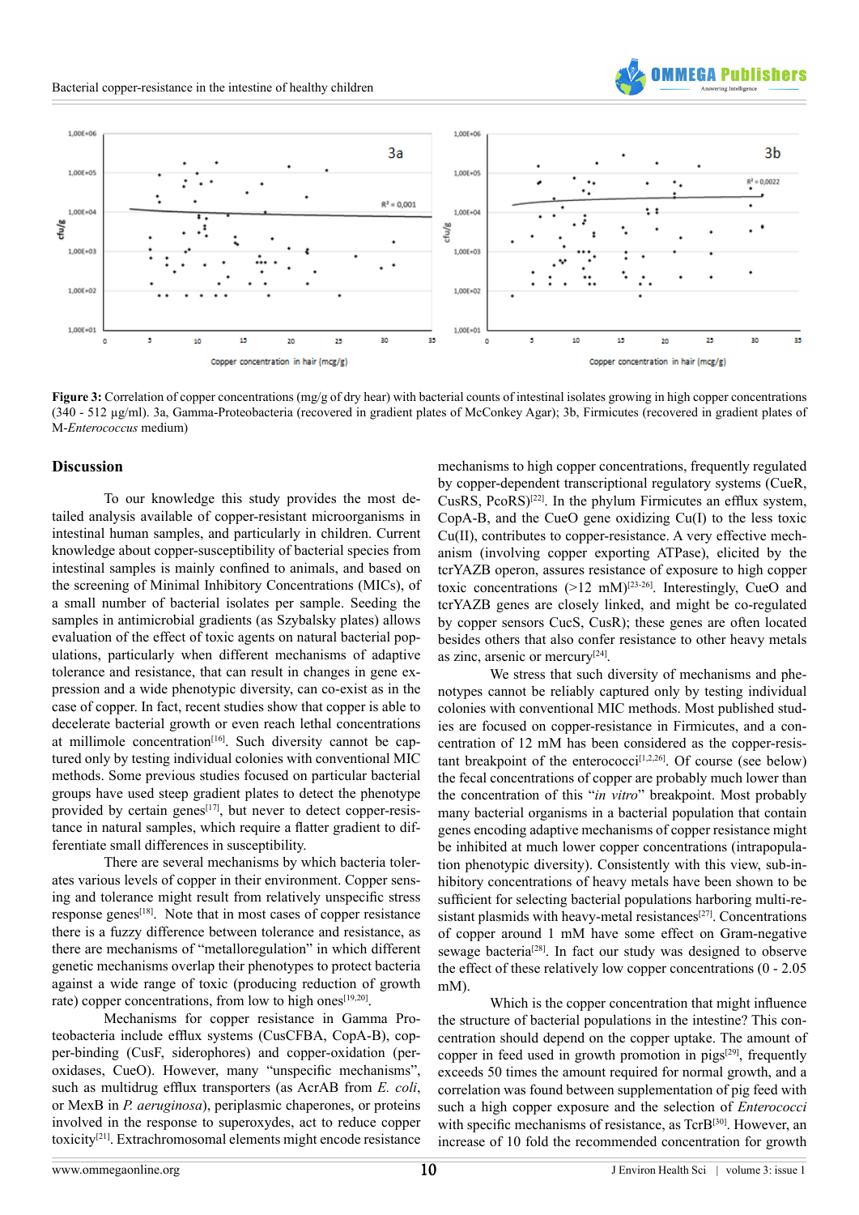**Figure 3:** Correlation of copper concentrations (mg/g of dry hear) with bacterial counts of intestinal isolates growing in high copper concentrations (340 - 512 µg/ml). 3a, Gamma-Proteobacteria (recovered in gradient plates of McConkey Agar); 3b, Firmicutes (recovered in gradient plates of M-*Enterococcus* medium)

## Discussion

To our knowledge this study provides the most detailed analysis available of copper-resistant microorganisms in intestinal human samples, and particularly in children. Current knowledge about copper-susceptibility of bacterial species from intestinal samples is mainly confined to animals, and based on the screening of Minimal Inhibitory Concentrations (MICs), of a small number of bacterial isolates per sample. Seeding the samples in antimicrobial gradients (as Szybalsky plates) allows evaluation of the effect of toxic agents on natural bacterial populations, particularly when different mechanisms of adaptive tolerance and resistance, that can result in changes in gene expression and a wide phenotypic diversity, can co-exist as in the case of copper. In fact, recent studies show that copper is able to decelerate bacterial growth or even reach lethal concentrations at millimole concentration[16]. Such diversity cannot be captured only by testing individual colonies with conventional MIC methods. Some previous studies focused on particular bacterial groups have used steep gradient plates to detect the phenotype provided by certain genes[17], but never to detect copper-resistance in natural samples, which require a flatter gradient to differentiate small differences in susceptibility.

There are several mechanisms by which bacteria tolerates various levels of copper in their environment. Copper sensing and tolerance might result from relatively unspecific stress responses genes[18]. Note that in most cases of copper resistance there is a fuzzy difference between tolerance and resistance, as there are mechanisms of "metalloregulation" in which different genetic mechanisms overlap their phenotypes to protect bacteria against a wide range of toxic (producing reduction of growth rate) copper concentrations, from low to high ones[19,20].

Mechanisms for copper resistance in Gamma Proteobacteria include efflux systems (CusCFBA, CopA-B), copper-binding (CusF, siderophores) and copper-oxidation (peroxidases, CueO). However, many "unspecific mechanisms", such as multidrug efflux transporters (as AcrAB from *E. coli*, or MexB in *P. aeruginosa*), periplasmic chaperones, or proteins involved in the response to superoxydes, act to reduce copper toxicity[21]. Extrachromosomal elements might encode resistance mechanisms to high copper concentrations, frequently regulated by copper-dependent transcriptional regulatory systems (CueR, CusRS, PcoRS)[22]. In the phylum Firmicutes an efflux system, CopA-B, and the CueO gene oxidizing Cu(I) to the less toxic Cu(II), contributes to copper-resistance. A very effective mechanism (involving copper exporting ATPase), elicited by the tcrYAZB operon, assures resistance of exposure to high copper toxic concentrations (>12 mM)[23-26]. Interestingly, CueO and tcrYAZB genes are closely linked, and might be co-regulated by copper sensors CucS, CusR); these genes are often located besides others that also confer resistance to other heavy metals as zinc, arsenic or mercury[24].

We stress that such diversity of mechanisms and phenotypes cannot be reliably captured only by testing individual colonies with conventional MIC methods. Most published studies are focused on copper-resistance in Firmicutes, and a concentration of 12 mM has been considered as the copper-resistant breakpoint of the enterococci[1,2,26]. Of course (see below) the fecal concentrations of copper are probably much lower than the concentration of this "*in vitro*" breakpoint. Most probably many bacterial organisms in a bacterial population that contain genes encoding adaptive mechanisms of copper resistance might be inhibited at much lower copper concentrations (intrapopulation phenotypic diversity). Consistently with this view, sub-inhibitory concentrations of heavy metals have been shown to be sufficient for selecting bacterial populations harboring multi-resistant plasmids with heavy-metal resistances[27]. Concentrations of copper around 1 mM have some effect on Gram-negative sewage bacteria[28]. In fact our study was designed to observe the effect of these relatively low copper concentrations (0 - 2.05 mM).

Which is the copper concentration that might influence the structure of bacterial populations in the intestine? This concentration should depend on the copper uptake. The amount of copper in feed used in growth promotion in pigs[29], frequently exceeds 50 times the amount required for normal growth, and a correlation was found between supplementation of pig feed with such a high copper exposure and the selection of *Enterococci* with specific mechanisms of resistance, as TcrB[30]. However, an increase of 10 fold the recommended concentration for growth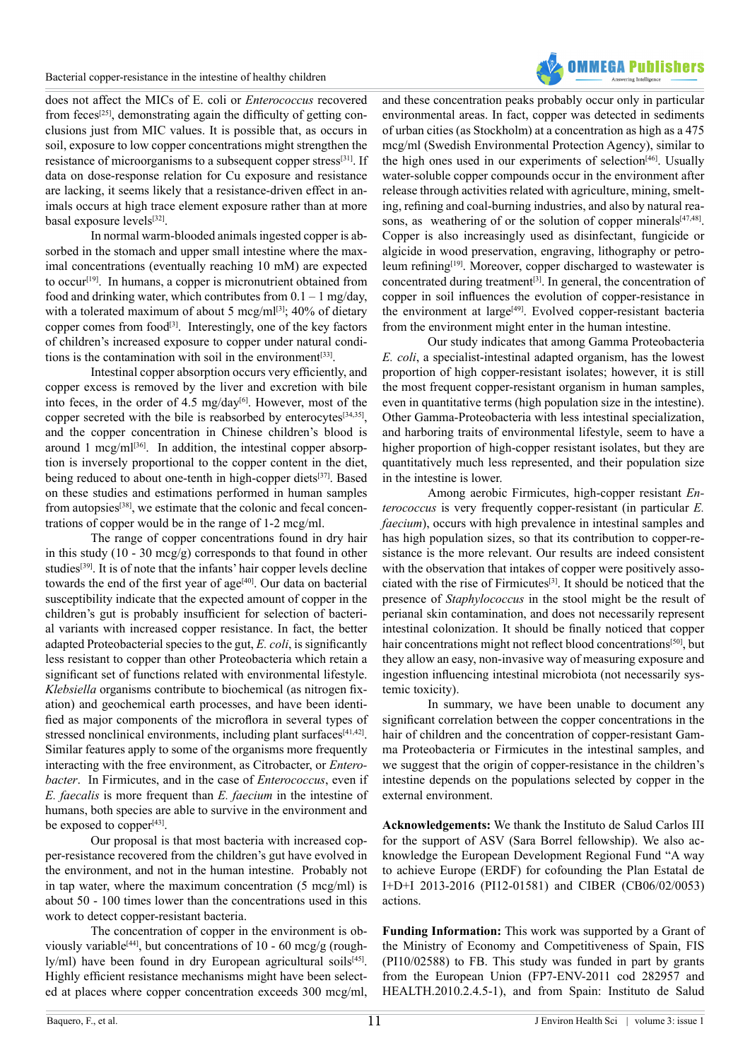does not affect the MICs of E. coli or *Enterococcus* recovered from feces[25], demonstrating again the difficulty of getting conclusions just from MIC values. It is possible that, as occurs in soil, exposure to low copper concentrations might strengthen the resistance of microorganisms to a subsequent copper stress[31]. If data on dose-response relation for Cu exposure and resistance are lacking, it seems likely that a resistance-driven effect in animals occurs at high trace element exposure rather than at more basal exposure levels[32].

In normal warm-blooded animals ingested copper is absorbed in the stomach and upper small intestine where the maximal concentrations (eventually reaching 10 mM) are expected to occur[19]. In humans, a copper is micronutrient obtained from food and drinking water, which contributes from 0.1 – 1 mg/day, with a tolerated maximum of about 5 mcg/ml[3]; 40% of dietary copper comes from food[3]. Interestingly, one of the key factors of children's increased exposure to copper under natural conditions is the contamination with soil in the environment[33].

Intestinal copper absorption occurs very efficiently, and copper excess is removed by the liver and excretion with bile into feces, in the order of 4.5 mg/day[6]. However, most of the copper secreted with the bile is reabsorbed by enterocytes[34,35], and the copper concentration in Chinese children's blood is around 1 mcg/ml[36]. In addition, the intestinal copper absorption is inversely proportional to the copper content in the diet, being reduced to about one-tenth in high-copper diets[37]. Based on these studies and estimations performed in human samples from autopsies[38], we estimate that the colonic and fecal concentrations of copper would be in the range of 1-2 mcg/ml.

The range of copper concentrations found in dry hair in this study (10 - 30 mcg/g) corresponds to that found in other studies[39]. It is of note that the infants' hair copper levels decline towards the end of the first year of age[40]. Our data on bacterial susceptibility indicate that the expected amount of copper in the children's gut is probably insufficient for selection of bacterial variants with increased copper resistance. In fact, the better adapted Proteobacterial species to the gut, *E. coli*, is significantly less resistant to copper than other Proteobacteria which retain a significant set of functions related with environmental lifestyle. *Klebsiella* organisms contribute to biochemical (as nitrogen fixation) and geochemical earth processes, and have been identified as major components of the microflora in several types of stressed nonclinical environments, including plant surfaces[41,42]. Similar features apply to some of the organisms more frequently interacting with the free environment, as Citrobacter, or *Enterobacter*. In Firmicutes, and in the case of *Enterococcus*, even if *E. faecalis* is more frequent than *E. faecium* in the intestine of humans, both species are able to survive in the environment and be exposed to copper[43].

Our proposal is that most bacteria with increased copper-resistance recovered from the children's gut have evolved in the environment, and not in the human intestine. Probably not in tap water, where the maximum concentration (5 mcg/ml) is about 50 - 100 times lower than the concentrations used in this work to detect copper-resistant bacteria.

The concentration of copper in the environment is obviously variable[44], but concentrations of 10 - 60 mcg/g (roughly/ml) have been found in dry European agricultural soils[45]. Highly efficient resistance mechanisms might have been selected at places where copper concentration exceeds 300 mcg/ml, and these concentration peaks probably occur only in particular environmental areas. In fact, copper was detected in sediments of urban cities (as Stockholm) at a concentration as high as a 475 mcg/ml (Swedish Environmental Protection Agency), similar to the high ones used in our experiments of selection[46]. Usually water-soluble copper compounds occur in the environment after release through activities related with agriculture, mining, smelting, refining and coal-burning industries, and also by natural reasons, as weathering of or the solution of copper minerals[47,48]. Copper is also increasingly used as disinfectant, fungicide or algicide in wood preservation, engraving, lithography or petroleum refining[19]. Moreover, copper discharged to wastewater is concentrated during treatment[3]. In general, the concentration of copper in soil influences the evolution of copper-resistance in the environment at large[49]. Evolved copper-resistant bacteria from the environment might enter in the human intestine.

Our study indicates that among Gamma Proteobacteria *E. coli*, a specialist-intestinal adapted organism, has the lowest proportion of high copper-resistant isolates; however, it is still the most frequent copper-resistant organism in human samples, even in quantitative terms (high population size in the intestine). Other Gamma-Proteobacteria with less intestinal specialization, and harboring traits of environmental lifestyle, seem to have a higher proportion of high-copper resistant isolates, but they are quantitatively much less represented, and their population size in the intestine is lower.

Among aerobic Firmicutes, high-copper resistant *Enterococcus* is very frequently copper-resistant (in particular *E. faecium*), occurs with high prevalence in intestinal samples and has high population sizes, so that its contribution to copper-resistance is the more relevant. Our results are indeed consistent with the observation that intakes of copper were positively associated with the rise of Firmicutes[3]. It should be noticed that the presence of *Staphylococcus* in the stool might be the result of perianal skin contamination, and does not necessarily represent intestinal colonization. It should be finally noticed that copper hair concentrations might not reflect blood concentrations[50], but they allow an easy, non-invasive way of measuring exposure and ingestion influencing intestinal microbiota (not necessarily systemic toxicity).

In summary, we have been unable to document any significant correlation between the copper concentrations in the hair of children and the concentration of copper-resistant Gamma Proteobacteria or Firmicutes in the intestinal samples, and we suggest that the origin of copper-resistance in the children's intestine depends on the populations selected by copper in the external environment.

**Acknowledgements:** We thank the Instituto de Salud Carlos III for the support of ASV (Sara Borrel fellowship). We also acknowledge the European Development Regional Fund "A way to achieve Europe (ERDF) for cofounding the Plan Estatal de I+D+I 2013-2016 (PI12-01581) and CIBER (CB06/02/0053) actions.

**Funding Information:** This work was supported by a Grant of the Ministry of Economy and Competitiveness of Spain, FIS (PI10/02588) to FB. This study was funded in part by grants from the European Union (FP7-ENV-2011 cod 282957 and HEALTH.2010.2.4.5-1), and from Spain: Instituto de Salud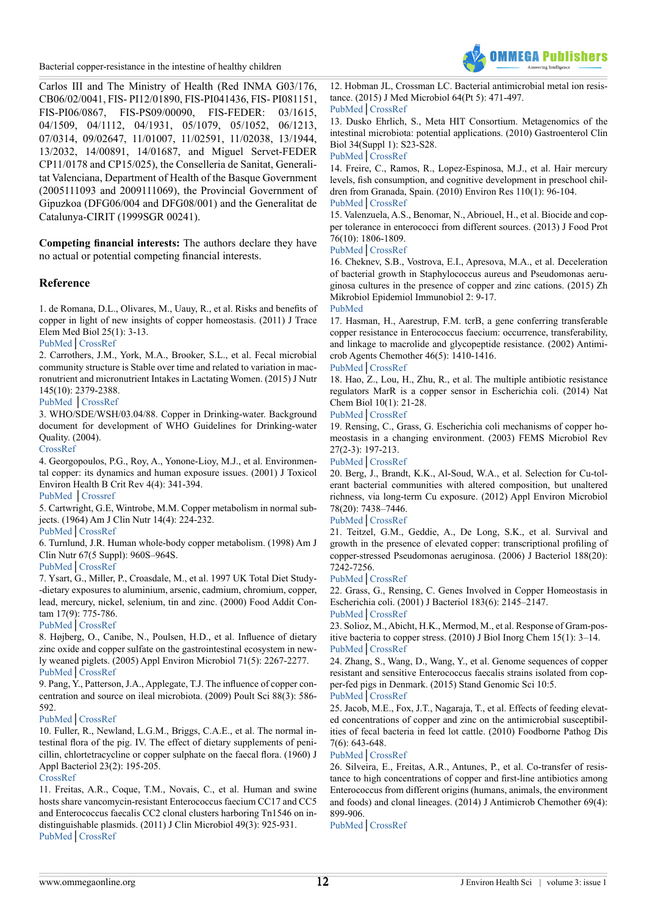Carlos III and The Ministry of Health (Red INMA G03/176, CB06/02/0041, FIS- PI12/01890, FIS-PI041436, FIS- PI081151, FIS-PI06/0867, FIS-PS09/00090, FIS-FEDER: 03/1615, 04/1509, 04/1112, 04/1931, 05/1079, 05/1052, 06/1213, 07/0314, 09/02647, 11/01007, 11/02591, 11/02038, 13/1944, 13/2032, 14/00891, 14/01687, and Miguel Servet-FEDER CP11/0178 and CP15/025), the Conselleria de Sanitat, Generalitat Valenciana, Department of Health of the Basque Government (2005111093 and 2009111069), the Provincial Government of Gipuzkoa (DFG06/004 and DFG08/001) and the Generalitat de Catalunya-CIRIT (1999SGR 00241).

**Competing financial interests:** The authors declare they have no actual or potential competing financial interests.

## Reference

1. de Romana, D.L., Olivares, M., Uauy, R., et al. Risks and benefits of copper in light of new insights of copper homeostasis. (2011) J Trace Elem Med Biol 25(1): 3-13.
PubMed | CrossRef
2. Carrothers, J.M., York, M.A., Brooker, S.L., et al. Fecal microbial community structure is Stable over time and related to variation in macronutrient and micronutrient Intakes in Lactating Women. (2015) J Nutr 145(10): 2379-2388.
PubMed | CrossRef
3. WHO/SDE/WSH/03.04/88. Copper in Drinking-water. Background document for development of WHO Guidelines for Drinking-water Quality. (2004).
CrossRef
4. Georgopoulos, P.G., Roy, A., Yonone-Lioy, M.J., et al. Environmental copper: its dynamics and human exposure issues. (2001) J Toxicol Environ Health B Crit Rev 4(4): 341-394.
PubMed | Crossref
5. Cartwright, G.E, Wintrobe, M.M. Copper metabolism in normal subjects. (1964) Am J Clin Nutr 14(4): 224-232.
PubMed | CrossRef
6. Turnlund, J.R. Human whole-body copper metabolism. (1998) Am J Clin Nutr 67(5 Suppl): 960S–964S.
PubMed | CrossRef
7. Ysart, G., Miller, P., Croasdale, M., et al. 1997 UK Total Diet Study--dietary exposures to aluminium, arsenic, cadmium, chromium, copper, lead, mercury, nickel, selenium, tin and zinc. (2000) Food Addit Contam 17(9): 775-786.
PubMed | CrossRef
8. Højberg, O., Canibe, N., Poulsen, H.D., et al. Influence of dietary zinc oxide and copper sulfate on the gastrointestinal ecosystem in newly weaned piglets. (2005) Appl Environ Microbiol 71(5): 2267-2277.
PubMed | CrossRef
9. Pang, Y., Patterson, J.A., Applegate, T.J. The influence of copper concentration and source on ileal microbiota. (2009) Poult Sci 88(3): 586-592.
PubMed | CrossRef
10. Fuller, R., Newland, L.G.M., Briggs, C.A.E., et al. The normal intestinal flora of the pig. IV. The effect of dietary supplements of penicillin, chlortetracycline or copper sulphate on the faecal flora. (1960) J Appl Bacteriol 23(2): 195-205.
CrossRef
11. Freitas, A.R., Coque, T.M., Novais, C., et al. Human and swine hosts share vancomycin-resistant Enterococcus faecium CC17 and CC5 and Enterococcus faecalis CC2 clonal clusters harboring Tn1546 on indistinguishable plasmids. (2011) J Clin Microbiol 49(3): 925-931.
PubMed | CrossRef
12. Hobman JL, Crossman LC. Bacterial antimicrobial metal ion resistance. (2015) J Med Microbiol 64(Pt 5): 471-497.
PubMed | CrossRef
13. Dusko Ehrlich, S., Meta HIT Consortium. Metagenomics of the intestinal microbiota: potential applications. (2010) Gastroenterol Clin Biol 34(Suppl 1): S23-S28.
PubMed | CrossRef
14. Freire, C., Ramos, R., Lopez-Espinosa, M.J., et al. Hair mercury levels, fish consumption, and cognitive development in preschool children from Granada, Spain. (2010) Environ Res 110(1): 96-104.
PubMed | CrossRef
15. Valenzuela, A.S., Benomar, N., Abriouel, H., et al. Biocide and copper tolerance in enterococci from different sources. (2013) J Food Prot 76(10): 1806-1809.
PubMed | CrossRef
16. Ciknev, S.B., Vostrova, E.I., Apresova, M.A., et al. Deceleration of bacterial growth in Staphylococcus aureus and Pseudomonas aeruginosa cultures in the presence of copper and zinc cations. (2015) Zh Mikrobiol Epidemiol Immunobiol 2: 9-17.
PubMed
17. Hasman, H., Aarestrup, F.M. tcrB, a gene conferring transferable copper resistance in Enterococcus faecium: occurrence, transferability, and linkage to macrolide and glycopeptide resistance. (2002) Antimicrob Agents Chemother 46(5): 1410-1416.
PubMed | CrossRef
18. Hao, Z., Lou, H., Zhu, R., et al. The multiple antibiotic resistance regulators MarR is a copper sensor in Escherichia coli. (2014) Nat Chem Biol 10(1): 21-28.
PubMed | CrossRef
19. Rensing, C., Grass, G. Escherichia coli mechanisms of copper homeostasis in a changing environment. (2003) FEMS Microbiol Rev 27(2-3): 197-213.
PubMed | CrossRef
20. Berg, J., Brandt, K.K., Al-Soud, W.A., et al. Selection for Cu-tolerant bacterial communities with altered composition, but unaltered richness, via long-term Cu exposure. (2012) Appl Environ Microbiol 78(20): 7438–7446.
PubMed | CrossRef
21. Teitzel, G.M., Geddie, A., De Long, S.K., et al. Survival and growth in the presence of elevated copper: transcriptional profiling of copper-stressed Pseudomonas aeruginosa. (2006) J Bacteriol 188(20): 7242-7256.
PubMed | CrossRef
22. Grass, G., Rensing, C. Genes Involved in Copper Homeostasis in Escherichia coli. (2001) J Bacteriol 183(6): 2145–2147.
PubMed | CrossRef
23. Solioz, M., Abicht, H.K., Mermod, M., et al. Response of Gram-positive bacteria to copper stress. (2010) J Biol Inorg Chem 15(1): 3–14.
PubMed | CrossRef
24. Zhang, S., Wang, D., Wang, Y., et al. Genome sequences of copper resistant and sensitive Enterococcus faecalis strains isolated from copper-fed pigs in Denmark. (2015) Stand Genomic Sci 10:5.
PubMed | CrossRef
25. Jacob, M.E., Fox, J.T., Nagaraja, T., et al. Effects of feeding elevated concentrations of copper and zinc on the antimicrobial susceptibilities of fecal bacteria in feed lot cattle. (2010) Foodborne Pathog Dis 7(6): 643-648.
PubMed | CrossRef
26. Silveira, E., Freitas, A.R., Antunes, P., et al. Co-transfer of resistance to high concentrations of copper and first-line antibiotics among Enterococcus from different origins (humans, animals, the environment and foods) and clonal lineages. (2014) J Antimicrob Chemother 69(4): 899-906.
PubMed | CrossRef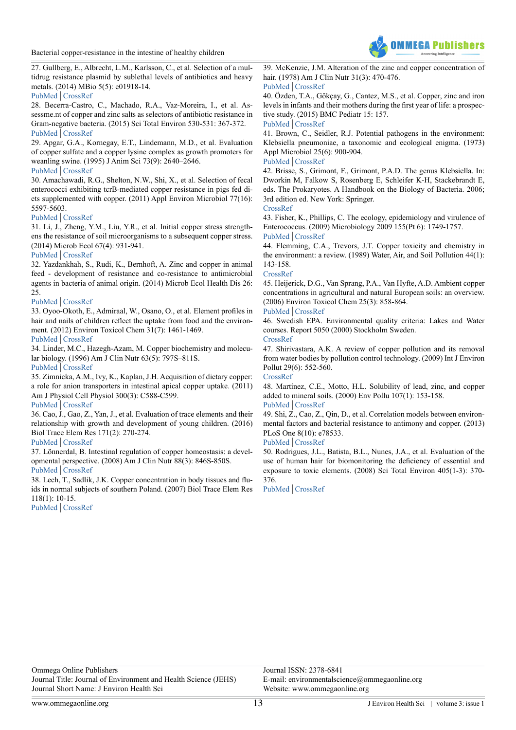27. Gullberg, E., Albrecht, L.M., Karlsson, C., et al. Selection of a multidrug resistance plasmid by sublethal levels of antibiotics and heavy metals. (2014) MBio 5(5): e01918-14.
PubMed | CrossRef

28. Becerra-Castro, C., Machado, R.A., Vaz-Moreira, I., et al. Assessme.nt of copper and zinc salts as selectors of antibiotic resistance in Gram-negative bacteria. (2015) Sci Total Environ 530-531: 367-372.
PubMed | CrossRef

29. Apgar, G.A., Kornegay, E.T., Lindemann, M.D., et al. Evaluation of copper sulfate and a copper lysine complex as growth promoters for weanling swine. (1995) J Anim Sci 73(9): 2640–2646.
PubMed | CrossRef

30. Amachawadi, R.G., Shelton, N.W., Shi, X., et al. Selection of fecal enterococci exhibiting tcrB-mediated copper resistance in pigs fed diets supplemented with copper. (2011) Appl Environ Microbiol 77(16): 5597-5603.
PubMed | CrossRef

31. Li, J., Zheng, Y.M., Liu, Y.R., et al. Initial copper stress strengthens the resistance of soil microorganisms to a subsequent copper stress. (2014) Microb Ecol 67(4): 931-941.
PubMed | CrossRef

32. Yazdankhah, S., Rudi, K., Bernhoft, A. Zinc and copper in animal feed - development of resistance and co-resistance to antimicrobial agents in bacteria of animal origin. (2014) Microb Ecol Health Dis 26: 25.
PubMed | CrossRef

33. Oyoo-Okoth, E., Admiraal, W., Osano, O., et al. Element profiles in hair and nails of children reflect the uptake from food and the environment. (2012) Environ Toxicol Chem 31(7): 1461-1469.
PubMed | CrossRef

34. Linder, M.C., Hazegh-Azam, M. Copper biochemistry and molecular biology. (1996) Am J Clin Nutr 63(5): 797S–811S.
PubMed | CrossRef

35. Zimnicka, A.M., Ivy, K., Kaplan, J.H. Acquisition of dietary copper: a role for anion transporters in intestinal apical copper uptake. (2011) Am J Physiol Cell Physiol 300(3): C588-C599.
PubMed | CrossRef

36. Cao, J., Gao, Z., Yan, J., et al. Evaluation of trace elements and their relationship with growth and development of young children. (2016) Biol Trace Elem Res 171(2): 270-274.
PubMed | CrossRef

37. Lönnerdal, B. Intestinal regulation of copper homeostasis: a developmental perspective. (2008) Am J Clin Nutr 88(3): 846S-850S.
PubMed | CrossRef

38. Lech, T., Sadlik, J.K. Copper concentration in body tissues and fluids in normal subjects of southern Poland. (2007) Biol Trace Elem Res 118(1): 10-15.
PubMed | CrossRef

39. McKenzie, J.M. Alteration of the zinc and copper concentration of hair. (1978) Am J Clin Nutr 31(3): 470-476.
PubMed | CrossRef

40. Özden, T.A., Gökçay, G., Cantez, M.S., et al. Copper, zinc and iron levels in infants and their mothers during the first year of life: a prospective study. (2015) BMC Pediatr 15: 157.
PubMed | CrossRef

41. Brown, C., Seidler, R.J. Potential pathogens in the environment: Klebsiella pneumoniae, a taxonomic and ecological enigma. (1973) Appl Microbiol 25(6): 900-904.
PubMed | CrossRef

42. Brisse, S., Grimont, F., Grimont, P.A.D. The genus Klebsiella. In: Dworkin M, Falkow S, Rosenberg E, Schleifer K-H, Stackebrandt E, eds. The Prokaryotes. A Handbook on the Biology of Bacteria. 2006; 3rd edition ed. New York: Springer.
CrossRef

43. Fisher, K., Phillips, C. The ecology, epidemiology and virulence of Enterococcus. (2009) Microbiology 2009 155(Pt 6): 1749-1757.
PubMed | CrossRef

44. Flemming, C.A., Trevors, J.T. Copper toxicity and chemistry in the environment: a review. (1989) Water, Air, and Soil Pollution 44(1): 143-158.
CrossRef

45. Heijerick, D.G., Van Sprang, P.A., Van Hyfte, A.D. Ambient copper concentrations in agricultural and natural European soils: an overview. (2006) Environ Toxicol Chem 25(3): 858-864.
PubMed | CrossRef

46. Swedish EPA. Environmental quality criteria: Lakes and Water courses. Report 5050 (2000) Stockholm Sweden.
CrossRef

47. Shirivastara, A.K. A review of copper pollution and its removal from water bodies by pollution control technology. (2009) Int J Environ Pollut 29(6): 552-560.
CrossRef

48. Martínez, C.E., Motto, H.L. Solubility of lead, zinc, and copper added to mineral soils. (2000) Env Pollu 107(1): 153-158.
PubMed | CrossRef

49. Shi, Z., Cao, Z., Qin, D., et al. Correlation models between environmental factors and bacterial resistance to antimony and copper. (2013) PLoS One 8(10): e78533.
PubMed | CrossRef

50. Rodrigues, J.L., Batista, B.L., Nunes, J.A., et al. Evaluation of the use of human hair for biomonitoring the deficiency of essential and exposure to toxic elements. (2008) Sci Total Environ 405(1-3): 370-376.
PubMed | CrossRef